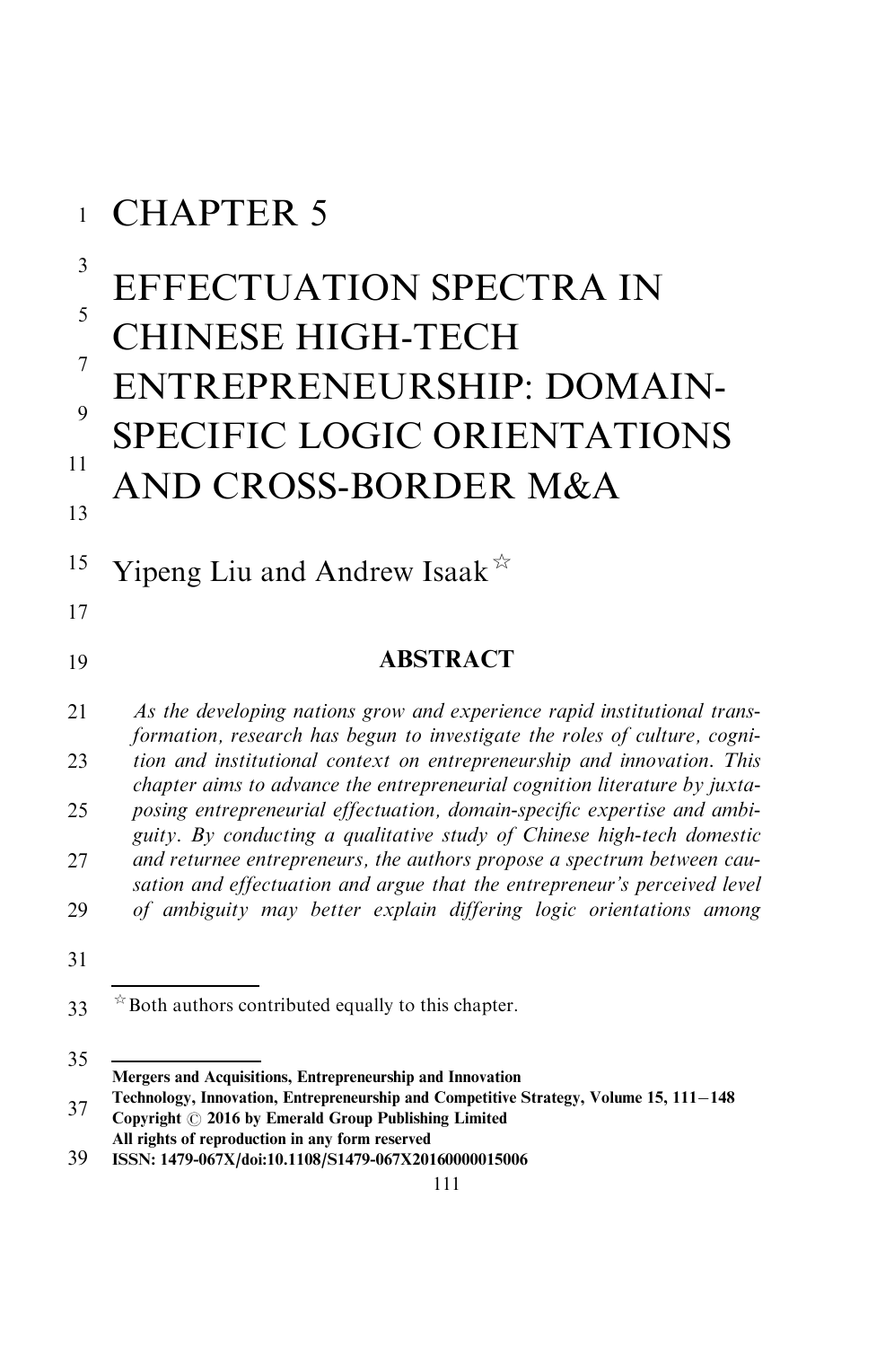# CHAPTER 5

# EFFECTUATION SPECTRA IN CHINESE HIGH-TECH ENTREPRENEURSHIP: DOMAIN-SPECIFIC LOGIC ORIENTATIONS AND CROSS-BORDER M&A

Yipeng Liu and Andrew Isaak ☆

## ABSTRACT

*As the developing nations grow and experience rapid institutional transformation, research has begun to investigate the roles of culture, cognition and institutional context on entrepreneurship and innovation. This chapter aims to advance the entrepreneurial cognition literature by juxtaposing entrepreneurial effectuation, domain-specific expertise and ambiguity. By conducting a qualitative study of Chinese high-tech domestic and returnee entrepreneurs, the authors propose a spectrum between causation and effectuation and argue that the entrepreneur's perceived level of ambiguity may better explain differing logic orientations among*

☆ Both authors contributed equally to this chapter.

**Mergers and Acquisitions, Entrepreneurship and Innovation**
**Technology, Innovation, Entrepreneurship and Competitive Strategy, Volume 15, 111–148**
**Copyright © 2016 by Emerald Group Publishing Limited**
**All rights of reproduction in any form reserved**
**ISSN: 1479-067X/doi:10.1108/S1479-067X20160000015006**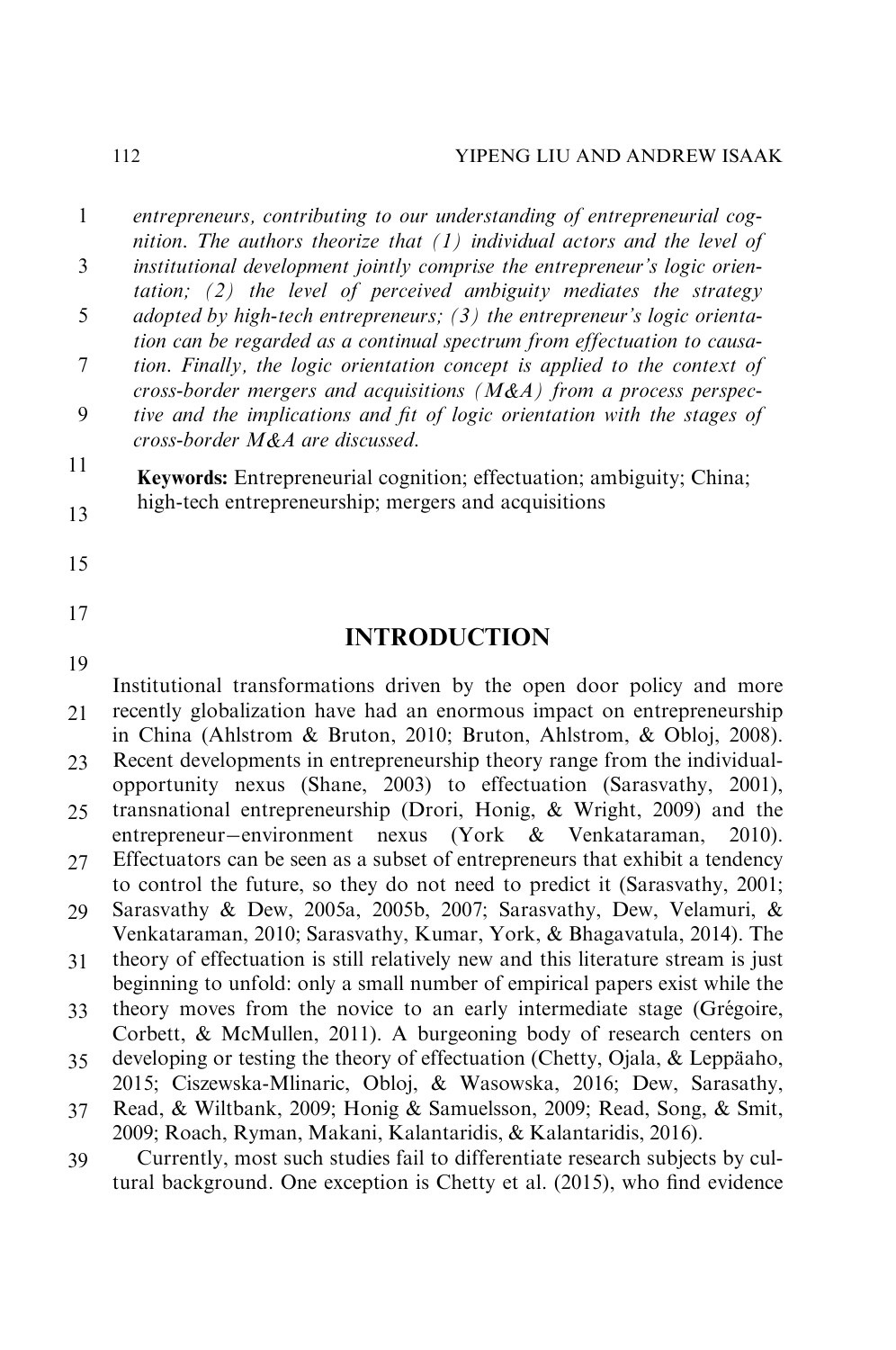*entrepreneurs, contributing to our understanding of entrepreneurial cognition. The authors theorize that (1) individual actors and the level of institutional development jointly comprise the entrepreneur's logic orientation; (2) the level of perceived ambiguity mediates the strategy adopted by high-tech entrepreneurs; (3) the entrepreneur's logic orientation can be regarded as a continual spectrum from effectuation to causation. Finally, the logic orientation concept is applied to the context of cross-border mergers and acquisitions (M&A) from a process perspective and the implications and fit of logic orientation with the stages of cross-border M&A are discussed.*

**Keywords:** Entrepreneurial cognition; effectuation; ambiguity; China; high-tech entrepreneurship; mergers and acquisitions

## INTRODUCTION

Institutional transformations driven by the open door policy and more recently globalization have had an enormous impact on entrepreneurship in China (Ahlstrom & Bruton, 2010; Bruton, Ahlstrom, & Obloj, 2008). Recent developments in entrepreneurship theory range from the individual-opportunity nexus (Shane, 2003) to effectuation (Sarasvathy, 2001), transnational entrepreneurship (Drori, Honig, & Wright, 2009) and the entrepreneur–environment nexus (York & Venkataraman, 2010). Effectuators can be seen as a subset of entrepreneurs that exhibit a tendency to control the future, so they do not need to predict it (Sarasvathy, 2001; Sarasvathy & Dew, 2005a, 2005b, 2007; Sarasvathy, Dew, Velamuri, & Venkataraman, 2010; Sarasvathy, Kumar, York, & Bhagavatula, 2014). The theory of effectuation is still relatively new and this literature stream is just beginning to unfold: only a small number of empirical papers exist while the theory moves from the novice to an early intermediate stage (Grégoire, Corbett, & McMullen, 2011). A burgeoning body of research centers on developing or testing the theory of effectuation (Chetty, Ojala, & Leppäaho, 2015; Ciszewska-Mlinaric, Obloj, & Wasowska, 2016; Dew, Sarasathy, Read, & Wiltbank, 2009; Honig & Samuelsson, 2009; Read, Song, & Smit, 2009; Roach, Ryman, Makani, Kalantaridis, & Kalantaridis, 2016).

Currently, most such studies fail to differentiate research subjects by cultural background. One exception is Chetty et al. (2015), who find evidence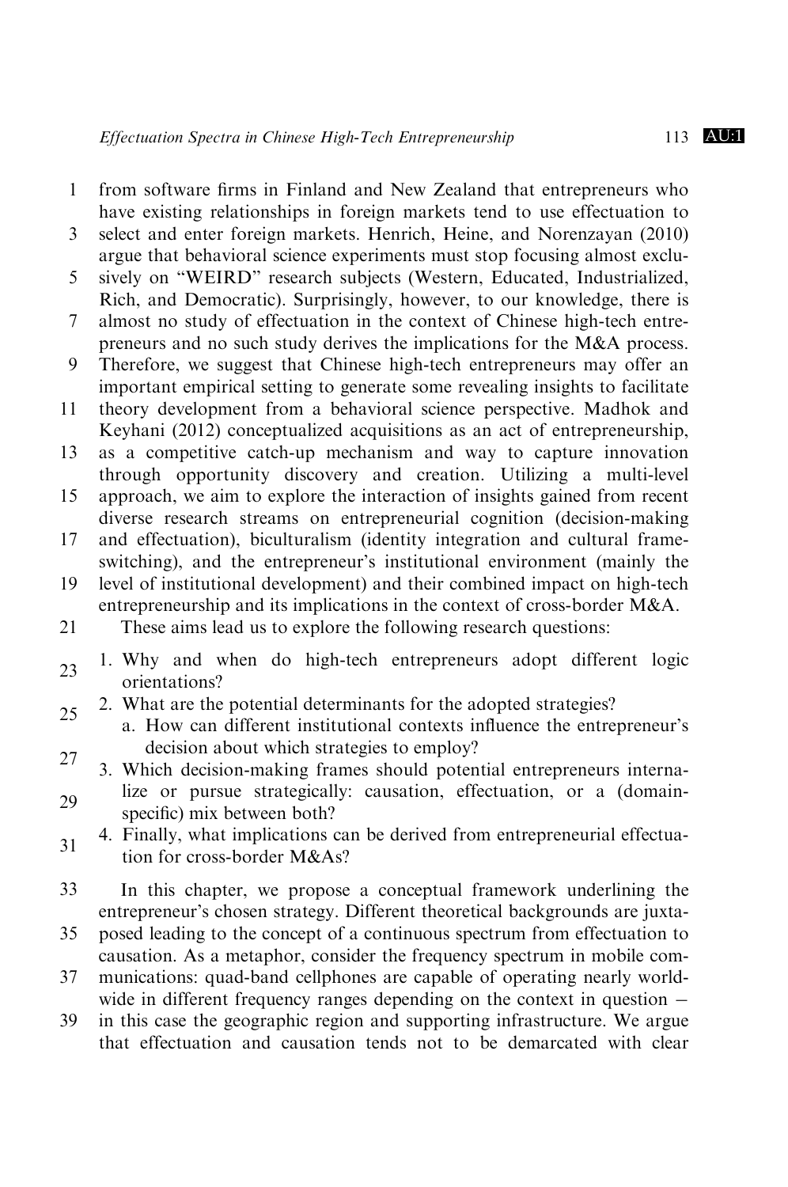from software firms in Finland and New Zealand that entrepreneurs who have existing relationships in foreign markets tend to use effectuation to select and enter foreign markets. Henrich, Heine, and Norenzayan (2010) argue that behavioral science experiments must stop focusing almost exclusively on "WEIRD" research subjects (Western, Educated, Industrialized, Rich, and Democratic). Surprisingly, however, to our knowledge, there is almost no study of effectuation in the context of Chinese high-tech entrepreneurs and no such study derives the implications for the M&A process. Therefore, we suggest that Chinese high-tech entrepreneurs may offer an important empirical setting to generate some revealing insights to facilitate theory development from a behavioral science perspective. Madhok and Keyhani (2012) conceptualized acquisitions as an act of entrepreneurship, as a competitive catch-up mechanism and way to capture innovation through opportunity discovery and creation. Utilizing a multi-level approach, we aim to explore the interaction of insights gained from recent diverse research streams on entrepreneurial cognition (decision-making and effectuation), biculturalism (identity integration and cultural frame-switching), and the entrepreneur's institutional environment (mainly the level of institutional development) and their combined impact on high-tech entrepreneurship and its implications in the context of cross-border M&A.

These aims lead us to explore the following research questions:

1. Why and when do high-tech entrepreneurs adopt different logic orientations?
2. What are the potential determinants for the adopted strategies?
   a. How can different institutional contexts influence the entrepreneur's decision about which strategies to employ?
3. Which decision-making frames should potential entrepreneurs internalize or pursue strategically: causation, effectuation, or a (domain-specific) mix between both?
4. Finally, what implications can be derived from entrepreneurial effectuation for cross-border M&As?

In this chapter, we propose a conceptual framework underlining the entrepreneur's chosen strategy. Different theoretical backgrounds are juxtaposed leading to the concept of a continuous spectrum from effectuation to causation. As a metaphor, consider the frequency spectrum in mobile communications: quad-band cellphones are capable of operating nearly worldwide in different frequency ranges depending on the context in question – in this case the geographic region and supporting infrastructure. We argue that effectuation and causation tends not to be demarcated with clear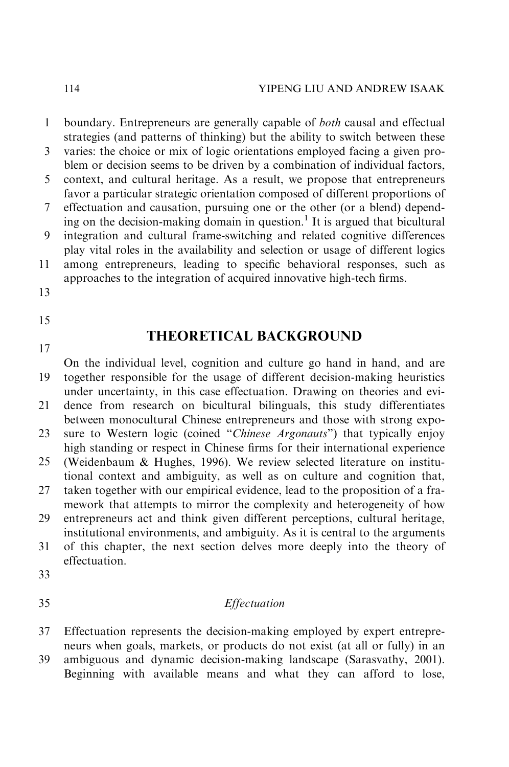boundary. Entrepreneurs are generally capable of *both* causal and effectual strategies (and patterns of thinking) but the ability to switch between these varies: the choice or mix of logic orientations employed facing a given problem or decision seems to be driven by a combination of individual factors, context, and cultural heritage. As a result, we propose that entrepreneurs favor a particular strategic orientation composed of different proportions of effectuation and causation, pursuing one or the other (or a blend) depending on the decision-making domain in question.[1] It is argued that bicultural integration and cultural frame-switching and related cognitive differences play vital roles in the availability and selection or usage of different logics among entrepreneurs, leading to specific behavioral responses, such as approaches to the integration of acquired innovative high-tech firms.

## THEORETICAL BACKGROUND

On the individual level, cognition and culture go hand in hand, and are together responsible for the usage of different decision-making heuristics under uncertainty, in this case effectuation. Drawing on theories and evidence from research on bicultural bilinguals, this study differentiates between monocultural Chinese entrepreneurs and those with strong exposure to Western logic (coined "*Chinese Argonauts*") that typically enjoy high standing or respect in Chinese firms for their international experience (Weidenbaum & Hughes, 1996). We review selected literature on institutional context and ambiguity, as well as on culture and cognition that, taken together with our empirical evidence, lead to the proposition of a framework that attempts to mirror the complexity and heterogeneity of how entrepreneurs act and think given different perceptions, cultural heritage, institutional environments, and ambiguity. As it is central to the arguments of this chapter, the next section delves more deeply into the theory of effectuation.

### *Effectuation*

Effectuation represents the decision-making employed by expert entrepreneurs when goals, markets, or products do not exist (at all or fully) in an ambiguous and dynamic decision-making landscape (Sarasvathy, 2001). Beginning with available means and what they can afford to lose,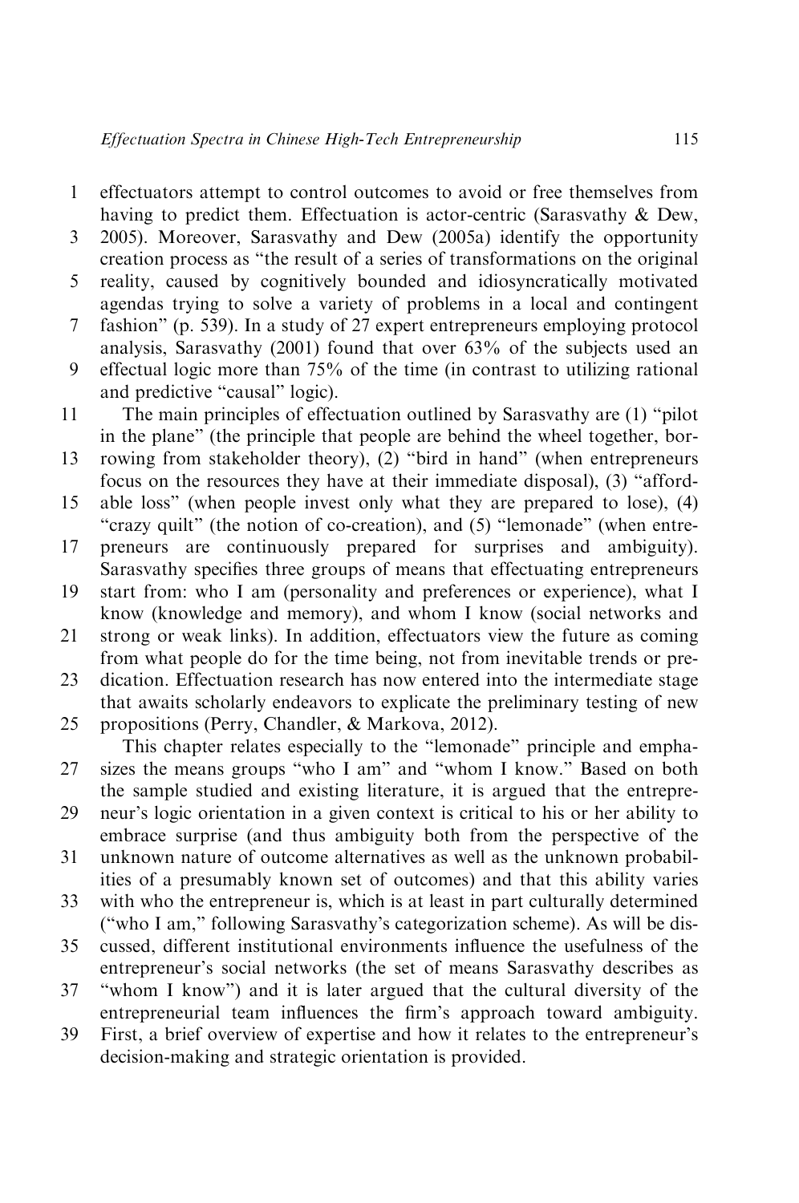effectuators attempt to control outcomes to avoid or free themselves from having to predict them. Effectuation is actor-centric (Sarasvathy & Dew, 2005). Moreover, Sarasvathy and Dew (2005a) identify the opportunity creation process as "the result of a series of transformations on the original reality, caused by cognitively bounded and idiosyncratically motivated agendas trying to solve a variety of problems in a local and contingent fashion" (p. 539). In a study of 27 expert entrepreneurs employing protocol analysis, Sarasvathy (2001) found that over 63% of the subjects used an effectual logic more than 75% of the time (in contrast to utilizing rational and predictive "causal" logic).

The main principles of effectuation outlined by Sarasvathy are (1) "pilot in the plane" (the principle that people are behind the wheel together, borrowing from stakeholder theory), (2) "bird in hand" (when entrepreneurs focus on the resources they have at their immediate disposal), (3) "affordable loss" (when people invest only what they are prepared to lose), (4) "crazy quilt" (the notion of co-creation), and (5) "lemonade" (when entrepreneurs are continuously prepared for surprises and ambiguity). Sarasvathy specifies three groups of means that effectuating entrepreneurs start from: who I am (personality and preferences or experience), what I know (knowledge and memory), and whom I know (social networks and strong or weak links). In addition, effectuators view the future as coming from what people do for the time being, not from inevitable trends or predication. Effectuation research has now entered into the intermediate stage that awaits scholarly endeavors to explicate the preliminary testing of new propositions (Perry, Chandler, & Markova, 2012).

This chapter relates especially to the "lemonade" principle and emphasizes the means groups "who I am" and "whom I know." Based on both the sample studied and existing literature, it is argued that the entrepreneur's logic orientation in a given context is critical to his or her ability to embrace surprise (and thus ambiguity both from the perspective of the unknown nature of outcome alternatives as well as the unknown probabilities of a presumably known set of outcomes) and that this ability varies with who the entrepreneur is, which is at least in part culturally determined ("who I am," following Sarasvathy's categorization scheme). As will be discussed, different institutional environments influence the usefulness of the entrepreneur's social networks (the set of means Sarasvathy describes as "whom I know") and it is later argued that the cultural diversity of the entrepreneurial team influences the firm's approach toward ambiguity. First, a brief overview of expertise and how it relates to the entrepreneur's decision-making and strategic orientation is provided.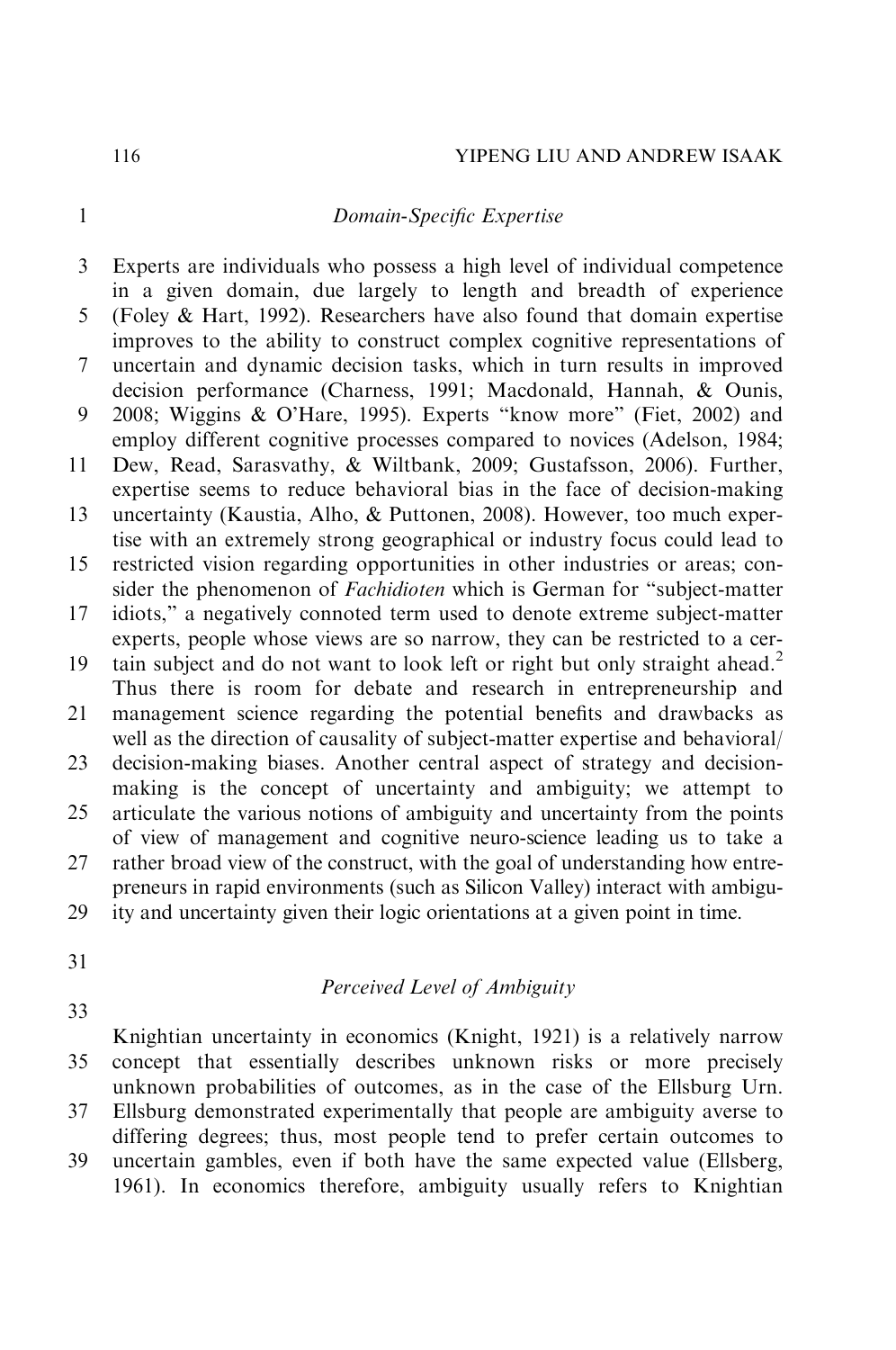### *Domain-Specific Expertise*

Experts are individuals who possess a high level of individual competence in a given domain, due largely to length and breadth of experience (Foley & Hart, 1992). Researchers have also found that domain expertise improves to the ability to construct complex cognitive representations of uncertain and dynamic decision tasks, which in turn results in improved decision performance (Charness, 1991; Macdonald, Hannah, & Ounis, 2008; Wiggins & O'Hare, 1995). Experts "know more" (Fiet, 2002) and employ different cognitive processes compared to novices (Adelson, 1984; Dew, Read, Sarasvathy, & Wiltbank, 2009; Gustafsson, 2006). Further, expertise seems to reduce behavioral bias in the face of decision-making uncertainty (Kaustia, Alho, & Puttonen, 2008). However, too much expertise with an extremely strong geographical or industry focus could lead to restricted vision regarding opportunities in other industries or areas; consider the phenomenon of *Fachidioten* which is German for "subject-matter idiots," a negatively connoted term used to denote extreme subject-matter experts, people whose views are so narrow, they can be restricted to a certain subject and do not want to look left or right but only straight ahead.[2] Thus there is room for debate and research in entrepreneurship and management science regarding the potential benefits and drawbacks as well as the direction of causality of subject-matter expertise and behavioral/decision-making biases. Another central aspect of strategy and decision-making is the concept of uncertainty and ambiguity; we attempt to articulate the various notions of ambiguity and uncertainty from the points of view of management and cognitive neuro-science leading us to take a rather broad view of the construct, with the goal of understanding how entrepreneurs in rapid environments (such as Silicon Valley) interact with ambiguity and uncertainty given their logic orientations at a given point in time.

### *Perceived Level of Ambiguity*

Knightian uncertainty in economics (Knight, 1921) is a relatively narrow concept that essentially describes unknown risks or more precisely unknown probabilities of outcomes, as in the case of the Ellsburg Urn. Ellsburg demonstrated experimentally that people are ambiguity averse to differing degrees; thus, most people tend to prefer certain outcomes to uncertain gambles, even if both have the same expected value (Ellsberg, 1961). In economics therefore, ambiguity usually refers to Knightian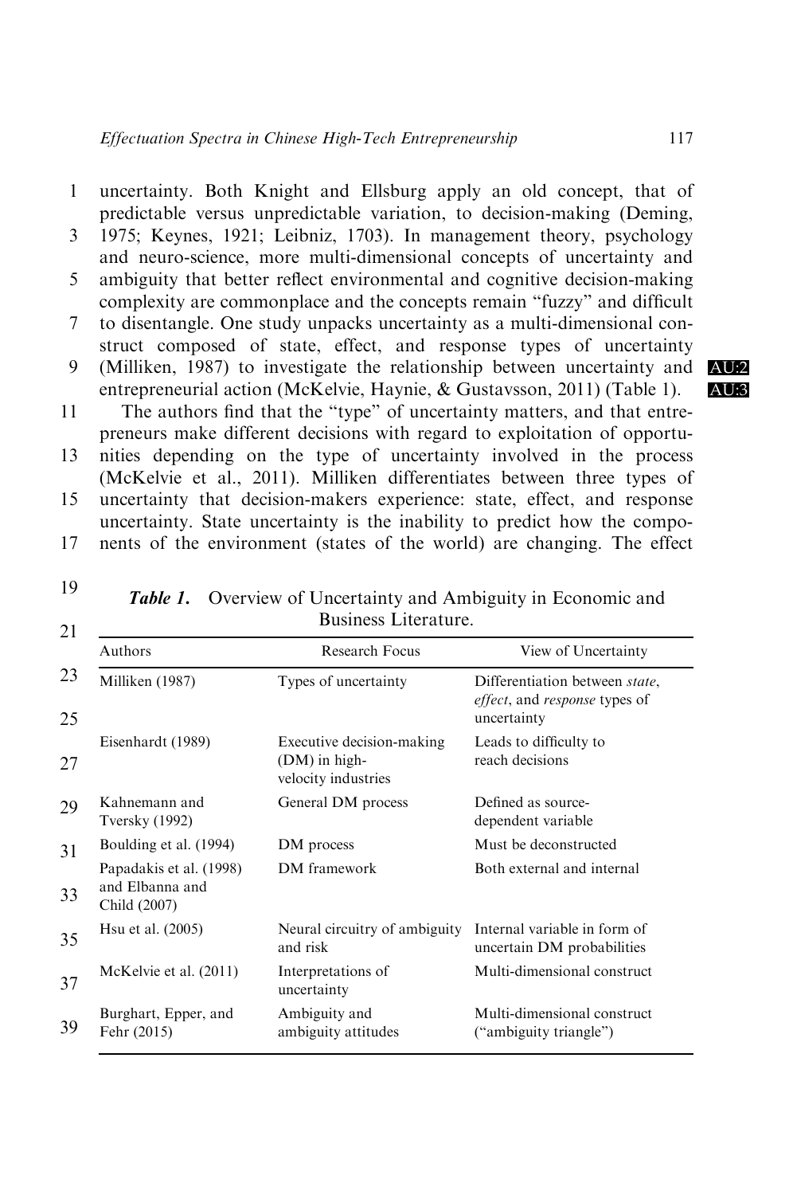uncertainty. Both Knight and Ellsburg apply an old concept, that of predictable versus unpredictable variation, to decision-making (Deming, 1975; Keynes, 1921; Leibniz, 1703). In management theory, psychology and neuro-science, more multi-dimensional concepts of uncertainty and ambiguity that better reflect environmental and cognitive decision-making complexity are commonplace and the concepts remain "fuzzy" and difficult to disentangle. One study unpacks uncertainty as a multi-dimensional construct composed of state, effect, and response types of uncertainty (Milliken, 1987) to investigate the relationship between uncertainty and entrepreneurial action (McKelvie, Haynie, & Gustavsson, 2011) (Table 1).

The authors find that the "type" of uncertainty matters, and that entrepreneurs make different decisions with regard to exploitation of opportunities depending on the type of uncertainty involved in the process (McKelvie et al., 2011). Milliken differentiates between three types of uncertainty that decision-makers experience: state, effect, and response uncertainty. State uncertainty is the inability to predict how the components of the environment (states of the world) are changing. The effect

***Table 1.*** Overview of Uncertainty and Ambiguity in Economic and Business Literature.

| Authors | Research Focus | View of Uncertainty |
|---|---|---|
| Milliken (1987) | Types of uncertainty | Differentiation between *state*, *effect*, and *response* types of uncertainty |
| Eisenhardt (1989) | Executive decision-making (DM) in high-velocity industries | Leads to difficulty to reach decisions |
| Kahnemann and Tversky (1992) | General DM process | Defined as source-dependent variable |
| Boulding et al. (1994) | DM process | Must be deconstructed |
| Papadakis et al. (1998) and Elbanna and Child (2007) | DM framework | Both external and internal |
| Hsu et al. (2005) | Neural circuitry of ambiguity and risk | Internal variable in form of uncertain DM probabilities |
| McKelvie et al. (2011) | Interpretations of uncertainty | Multi-dimensional construct |
| Burghart, Epper, and Fehr (2015) | Ambiguity and ambiguity attitudes | Multi-dimensional construct ("ambiguity triangle") |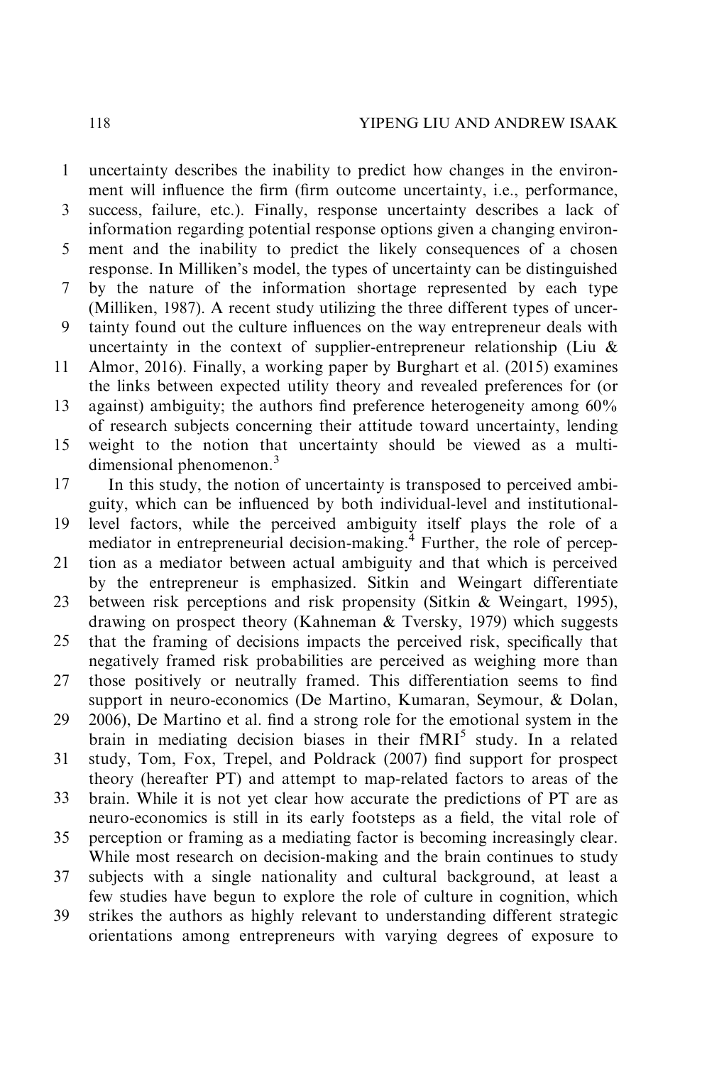uncertainty describes the inability to predict how changes in the environment will influence the firm (firm outcome uncertainty, i.e., performance, success, failure, etc.). Finally, response uncertainty describes a lack of information regarding potential response options given a changing environment and the inability to predict the likely consequences of a chosen response. In Milliken's model, the types of uncertainty can be distinguished by the nature of the information shortage represented by each type (Milliken, 1987). A recent study utilizing the three different types of uncertainty found out the culture influences on the way entrepreneur deals with uncertainty in the context of supplier-entrepreneur relationship (Liu & Almor, 2016). Finally, a working paper by Burghart et al. (2015) examines the links between expected utility theory and revealed preferences for (or against) ambiguity; the authors find preference heterogeneity among 60% of research subjects concerning their attitude toward uncertainty, lending weight to the notion that uncertainty should be viewed as a multi-dimensional phenomenon.[3]

In this study, the notion of uncertainty is transposed to perceived ambiguity, which can be influenced by both individual-level and institutional-level factors, while the perceived ambiguity itself plays the role of a mediator in entrepreneurial decision-making.[4] Further, the role of perception as a mediator between actual ambiguity and that which is perceived by the entrepreneur is emphasized. Sitkin and Weingart differentiate between risk perceptions and risk propensity (Sitkin & Weingart, 1995), drawing on prospect theory (Kahneman & Tversky, 1979) which suggests that the framing of decisions impacts the perceived risk, specifically that negatively framed risk probabilities are perceived as weighing more than those positively or neutrally framed. This differentiation seems to find support in neuro-economics (De Martino, Kumaran, Seymour, & Dolan, 2006), De Martino et al. find a strong role for the emotional system in the brain in mediating decision biases in their fMRI[5] study. In a related study, Tom, Fox, Trepel, and Poldrack (2007) find support for prospect theory (hereafter PT) and attempt to map-related factors to areas of the brain. While it is not yet clear how accurate the predictions of PT are as neuro-economics is still in its early footsteps as a field, the vital role of perception or framing as a mediating factor is becoming increasingly clear. While most research on decision-making and the brain continues to study subjects with a single nationality and cultural background, at least a few studies have begun to explore the role of culture in cognition, which strikes the authors as highly relevant to understanding different strategic orientations among entrepreneurs with varying degrees of exposure to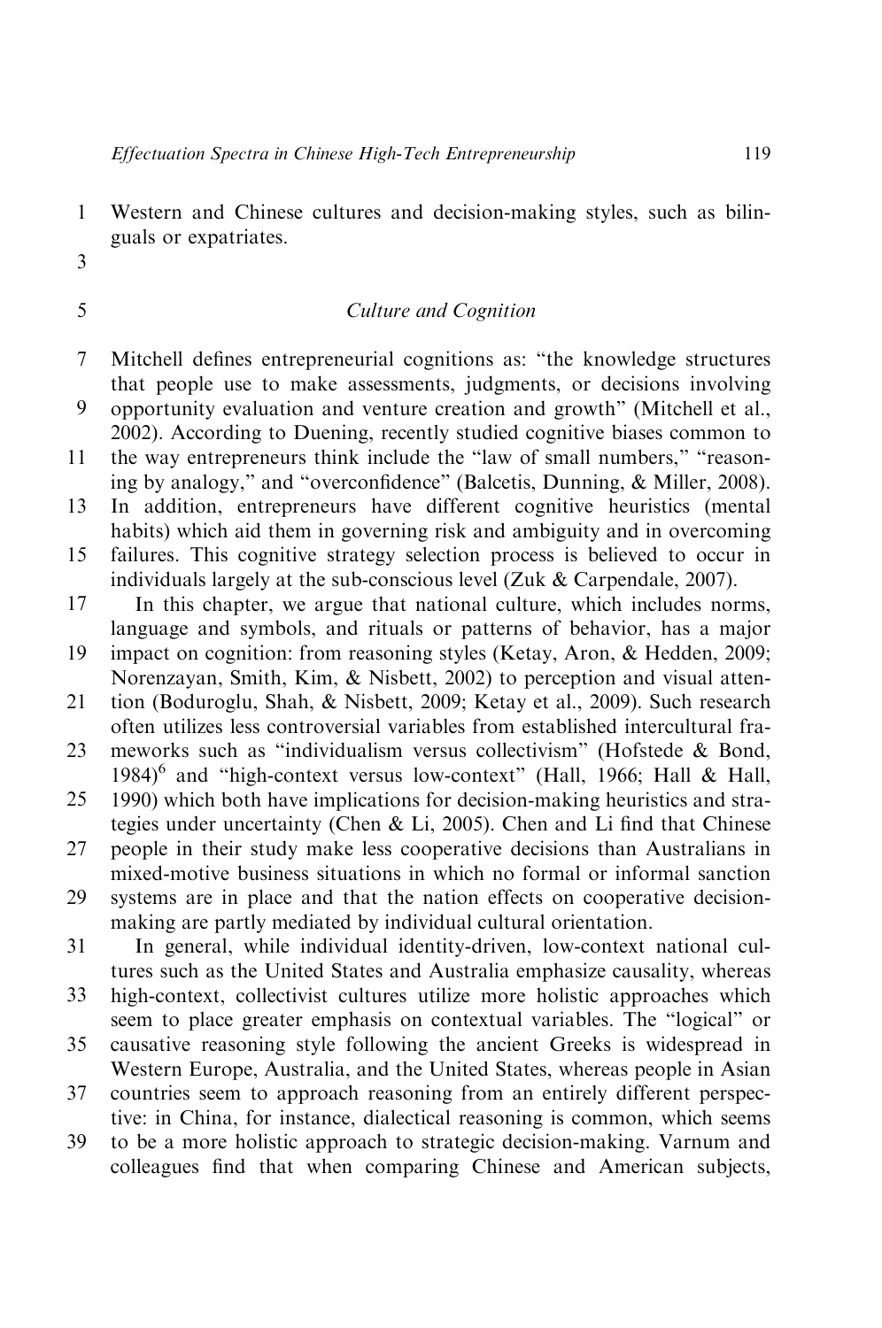Western and Chinese cultures and decision-making styles, such as bilinguals or expatriates.

## *Culture and Cognition*

Mitchell defines entrepreneurial cognitions as: "the knowledge structures that people use to make assessments, judgments, or decisions involving opportunity evaluation and venture creation and growth" (Mitchell et al., 2002). According to Duening, recently studied cognitive biases common to the way entrepreneurs think include the "law of small numbers," "reasoning by analogy," and "overconfidence" (Balcetis, Dunning, & Miller, 2008). In addition, entrepreneurs have different cognitive heuristics (mental habits) which aid them in governing risk and ambiguity and in overcoming failures. This cognitive strategy selection process is believed to occur in individuals largely at the sub-conscious level (Zuk & Carpendale, 2007).

In this chapter, we argue that national culture, which includes norms, language and symbols, and rituals or patterns of behavior, has a major impact on cognition: from reasoning styles (Ketay, Aron, & Hedden, 2009; Norenzayan, Smith, Kim, & Nisbett, 2002) to perception and visual attention (Boduroglu, Shah, & Nisbett, 2009; Ketay et al., 2009). Such research often utilizes less controversial variables from established intercultural frameworks such as "individualism versus collectivism" (Hofstede & Bond, 1984)[6] and "high-context versus low-context" (Hall, 1966; Hall & Hall, 1990) which both have implications for decision-making heuristics and strategies under uncertainty (Chen & Li, 2005). Chen and Li find that Chinese people in their study make less cooperative decisions than Australians in mixed-motive business situations in which no formal or informal sanction systems are in place and that the nation effects on cooperative decision-making are partly mediated by individual cultural orientation.

In general, while individual identity-driven, low-context national cultures such as the United States and Australia emphasize causality, whereas high-context, collectivist cultures utilize more holistic approaches which seem to place greater emphasis on contextual variables. The "logical" or causative reasoning style following the ancient Greeks is widespread in Western Europe, Australia, and the United States, whereas people in Asian countries seem to approach reasoning from an entirely different perspective: in China, for instance, dialectical reasoning is common, which seems to be a more holistic approach to strategic decision-making. Varnum and colleagues find that when comparing Chinese and American subjects,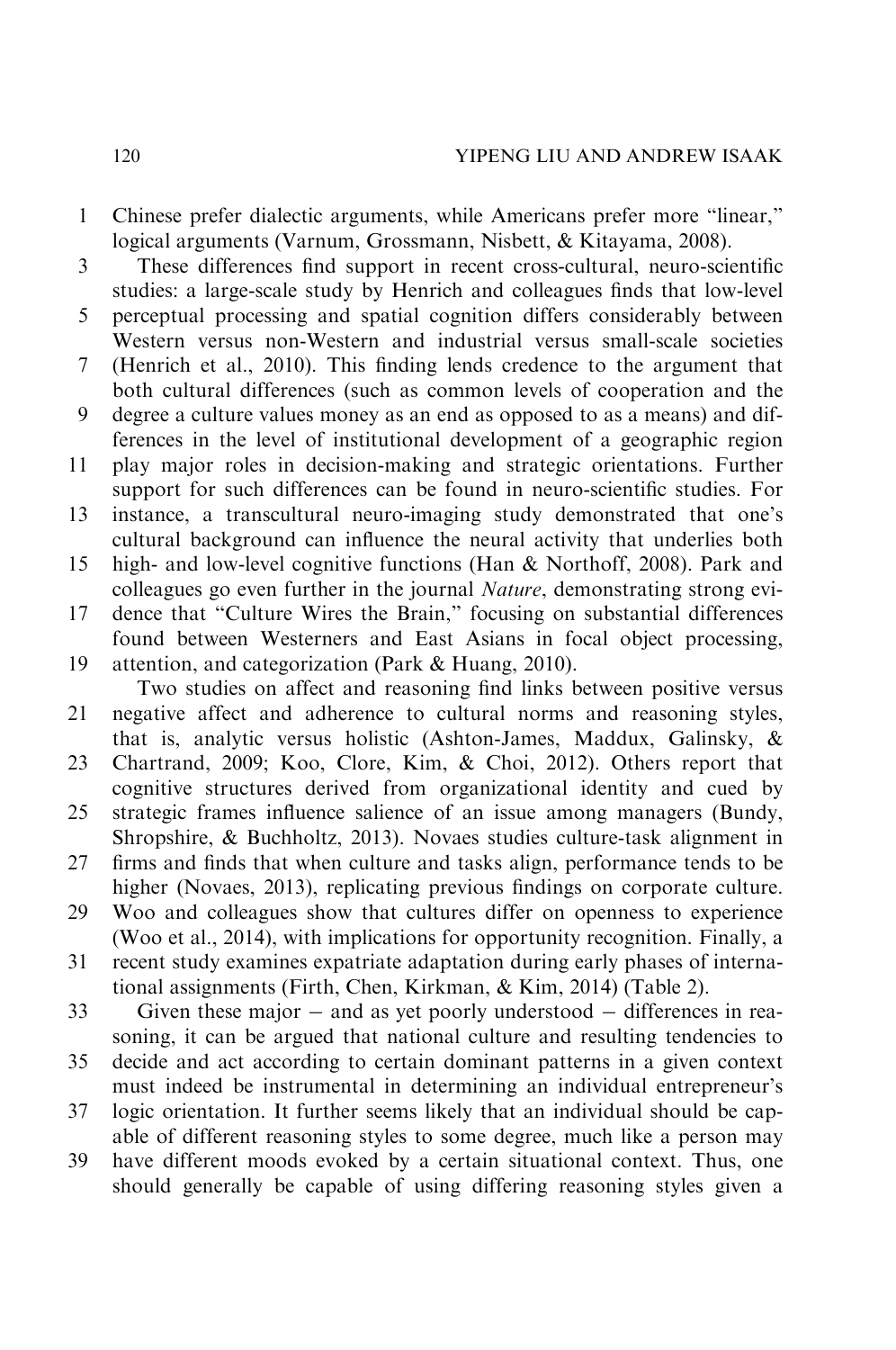Chinese prefer dialectic arguments, while Americans prefer more "linear," logical arguments (Varnum, Grossmann, Nisbett, & Kitayama, 2008).

These differences find support in recent cross-cultural, neuro-scientific studies: a large-scale study by Henrich and colleagues finds that low-level perceptual processing and spatial cognition differs considerably between Western versus non-Western and industrial versus small-scale societies (Henrich et al., 2010). This finding lends credence to the argument that both cultural differences (such as common levels of cooperation and the degree a culture values money as an end as opposed to as a means) and differences in the level of institutional development of a geographic region play major roles in decision-making and strategic orientations. Further support for such differences can be found in neuro-scientific studies. For instance, a transcultural neuro-imaging study demonstrated that one's cultural background can influence the neural activity that underlies both high- and low-level cognitive functions (Han & Northoff, 2008). Park and colleagues go even further in the journal *Nature*, demonstrating strong evidence that "Culture Wires the Brain," focusing on substantial differences found between Westerners and East Asians in focal object processing, attention, and categorization (Park & Huang, 2010).

Two studies on affect and reasoning find links between positive versus negative affect and adherence to cultural norms and reasoning styles, that is, analytic versus holistic (Ashton-James, Maddux, Galinsky, & Chartrand, 2009; Koo, Clore, Kim, & Choi, 2012). Others report that cognitive structures derived from organizational identity and cued by strategic frames influence salience of an issue among managers (Bundy, Shropshire, & Buchholtz, 2013). Novaes studies culture-task alignment in firms and finds that when culture and tasks align, performance tends to be higher (Novaes, 2013), replicating previous findings on corporate culture. Woo and colleagues show that cultures differ on openness to experience (Woo et al., 2014), with implications for opportunity recognition. Finally, a recent study examines expatriate adaptation during early phases of international assignments (Firth, Chen, Kirkman, & Kim, 2014) (Table 2).

Given these major − and as yet poorly understood − differences in reasoning, it can be argued that national culture and resulting tendencies to decide and act according to certain dominant patterns in a given context must indeed be instrumental in determining an individual entrepreneur's logic orientation. It further seems likely that an individual should be capable of different reasoning styles to some degree, much like a person may have different moods evoked by a certain situational context. Thus, one should generally be capable of using differing reasoning styles given a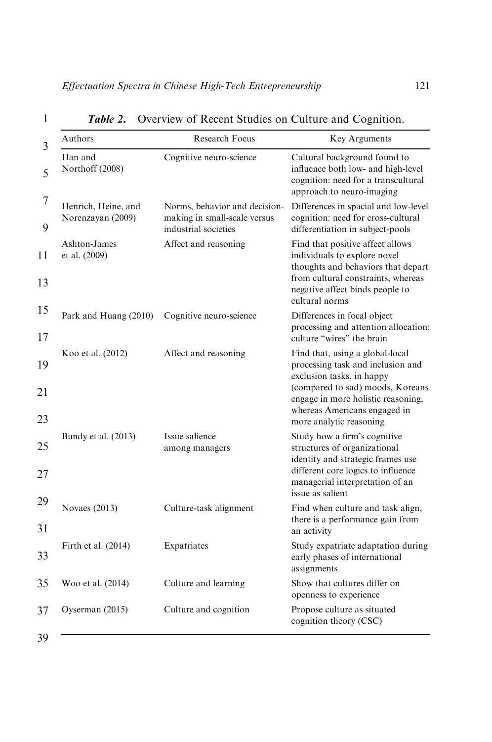*Table 2.* Overview of Recent Studies on Culture and Cognition.

| Authors | Research Focus | Key Arguments |
|---|---|---|
| Han and Northoff (2008) | Cognitive neuro-science | Cultural background found to influence both low- and high-level cognition: need for a transcultural approach to neuro-imaging |
| Henrich, Heine, and Norenzayan (2009) | Norms, behavior and decision-making in small-scale versus industrial societies | Differences in spacial and low-level cognition: need for cross-cultural differentiation in subject-pools |
| Ashton-James et al. (2009) | Affect and reasoning | Find that positive affect allows individuals to explore novel thoughts and behaviors that depart from cultural constraints, whereas negative affect binds people to cultural norms |
| Park and Huang (2010) | Cognitive neuro-science | Differences in focal object processing and attention allocation: culture "wires" the brain |
| Koo et al. (2012) | Affect and reasoning | Find that, using a global-local processing task and inclusion and exclusion tasks, in happy (compared to sad) moods, Koreans engage in more holistic reasoning, whereas Americans engaged in more analytic reasoning |
| Bundy et al. (2013) | Issue salience among managers | Study how a firm's cognitive structures of organizational identity and strategic frames use different core logics to influence managerial interpretation of an issue as salient |
| Novaes (2013) | Culture-task alignment | Find when culture and task align, there is a performance gain from an activity |
| Firth et al. (2014) | Expatriates | Study expatriate adaptation during early phases of international assignments |
| Woo et al. (2014) | Culture and learning | Show that cultures differ on openness to experience |
| Oyserman (2015) | Culture and cognition | Propose culture as situated cognition theory (CSC) |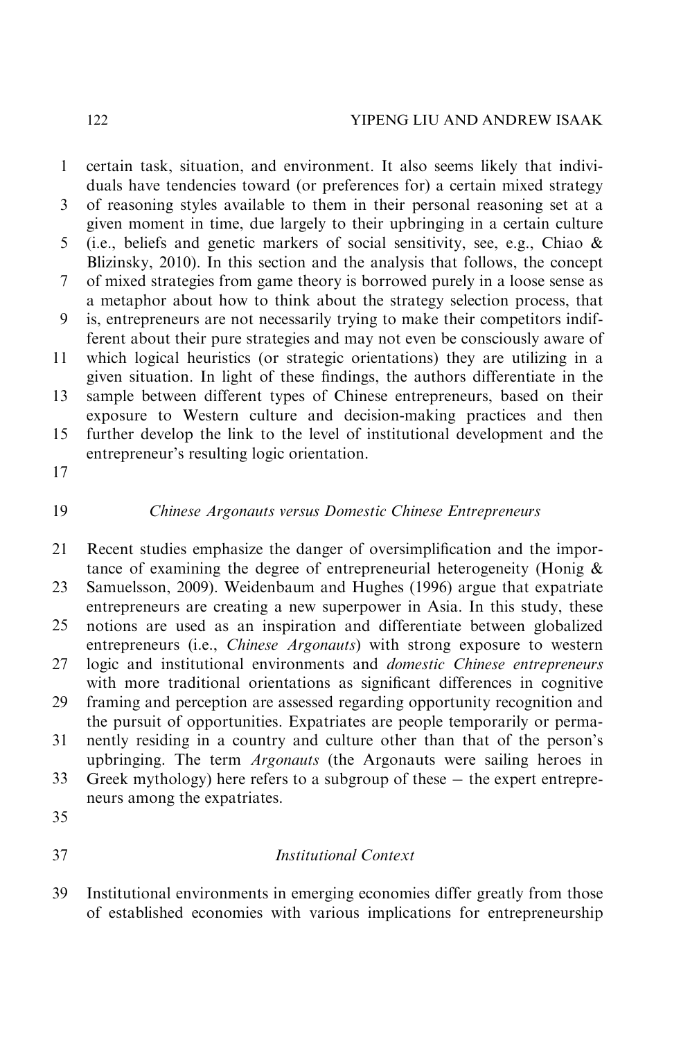certain task, situation, and environment. It also seems likely that individuals have tendencies toward (or preferences for) a certain mixed strategy of reasoning styles available to them in their personal reasoning set at a given moment in time, due largely to their upbringing in a certain culture (i.e., beliefs and genetic markers of social sensitivity, see, e.g., Chiao & Blizinsky, 2010). In this section and the analysis that follows, the concept of mixed strategies from game theory is borrowed purely in a loose sense as a metaphor about how to think about the strategy selection process, that is, entrepreneurs are not necessarily trying to make their competitors indifferent about their pure strategies and may not even be consciously aware of which logical heuristics (or strategic orientations) they are utilizing in a given situation. In light of these findings, the authors differentiate in the sample between different types of Chinese entrepreneurs, based on their exposure to Western culture and decision-making practices and then further develop the link to the level of institutional development and the entrepreneur's resulting logic orientation.

### *Chinese Argonauts versus Domestic Chinese Entrepreneurs*

Recent studies emphasize the danger of oversimplification and the importance of examining the degree of entrepreneurial heterogeneity (Honig & Samuelsson, 2009). Weidenbaum and Hughes (1996) argue that expatriate entrepreneurs are creating a new superpower in Asia. In this study, these notions are used as an inspiration and differentiate between globalized entrepreneurs (i.e., *Chinese Argonauts*) with strong exposure to western logic and institutional environments and *domestic Chinese entrepreneurs* with more traditional orientations as significant differences in cognitive framing and perception are assessed regarding opportunity recognition and the pursuit of opportunities. Expatriates are people temporarily or permanently residing in a country and culture other than that of the person's upbringing. The term *Argonauts* (the Argonauts were sailing heroes in Greek mythology) here refers to a subgroup of these – the expert entrepreneurs among the expatriates.

### *Institutional Context*

Institutional environments in emerging economies differ greatly from those of established economies with various implications for entrepreneurship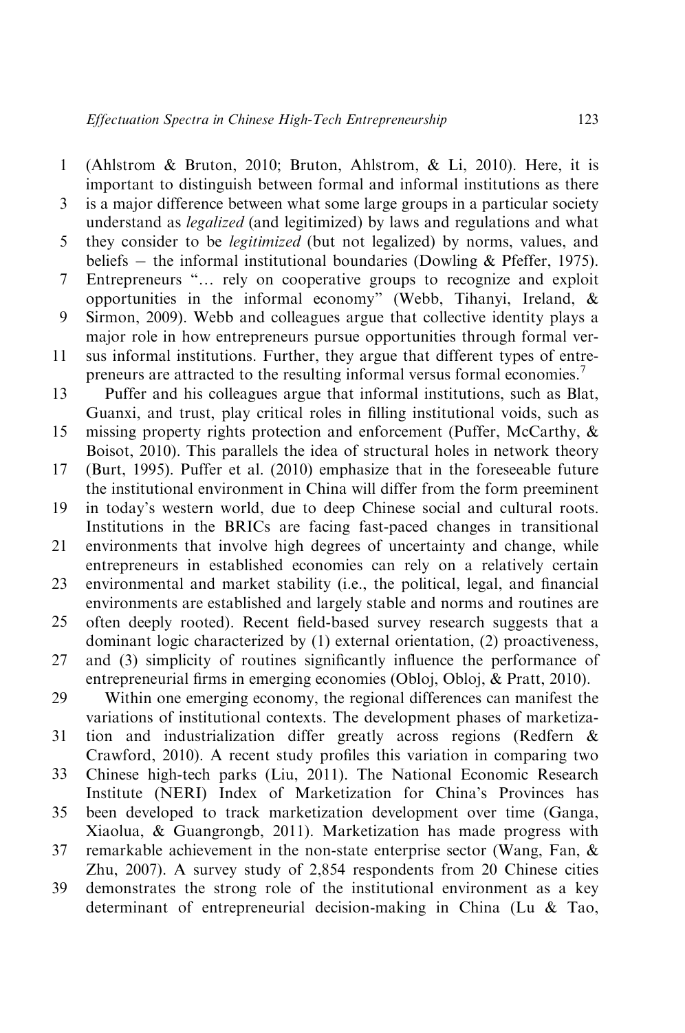(Ahlstrom & Bruton, 2010; Bruton, Ahlstrom, & Li, 2010). Here, it is important to distinguish between formal and informal institutions as there is a major difference between what some large groups in a particular society understand as *legalized* (and legitimized) by laws and regulations and what they consider to be *legitimized* (but not legalized) by norms, values, and beliefs – the informal institutional boundaries (Dowling & Pfeffer, 1975). Entrepreneurs "… rely on cooperative groups to recognize and exploit opportunities in the informal economy" (Webb, Tihanyi, Ireland, & Sirmon, 2009). Webb and colleagues argue that collective identity plays a major role in how entrepreneurs pursue opportunities through formal versus informal institutions. Further, they argue that different types of entrepreneurs are attracted to the resulting informal versus formal economies.[7]

Puffer and his colleagues argue that informal institutions, such as Blat, Guanxi, and trust, play critical roles in filling institutional voids, such as missing property rights protection and enforcement (Puffer, McCarthy, & Boisot, 2010). This parallels the idea of structural holes in network theory (Burt, 1995). Puffer et al. (2010) emphasize that in the foreseeable future the institutional environment in China will differ from the form preeminent in today's western world, due to deep Chinese social and cultural roots. Institutions in the BRICs are facing fast-paced changes in transitional environments that involve high degrees of uncertainty and change, while entrepreneurs in established economies can rely on a relatively certain environmental and market stability (i.e., the political, legal, and financial environments are established and largely stable and norms and routines are often deeply rooted). Recent field-based survey research suggests that a dominant logic characterized by (1) external orientation, (2) proactiveness, and (3) simplicity of routines significantly influence the performance of entrepreneurial firms in emerging economies (Obloj, Obloj, & Pratt, 2010).

Within one emerging economy, the regional differences can manifest the variations of institutional contexts. The development phases of marketization and industrialization differ greatly across regions (Redfern & Crawford, 2010). A recent study profiles this variation in comparing two Chinese high-tech parks (Liu, 2011). The National Economic Research Institute (NERI) Index of Marketization for China's Provinces has been developed to track marketization development over time (Ganga, Xiaolua, & Guangrongb, 2011). Marketization has made progress with remarkable achievement in the non-state enterprise sector (Wang, Fan, & Zhu, 2007). A survey study of 2,854 respondents from 20 Chinese cities demonstrates the strong role of the institutional environment as a key determinant of entrepreneurial decision-making in China (Lu & Tao,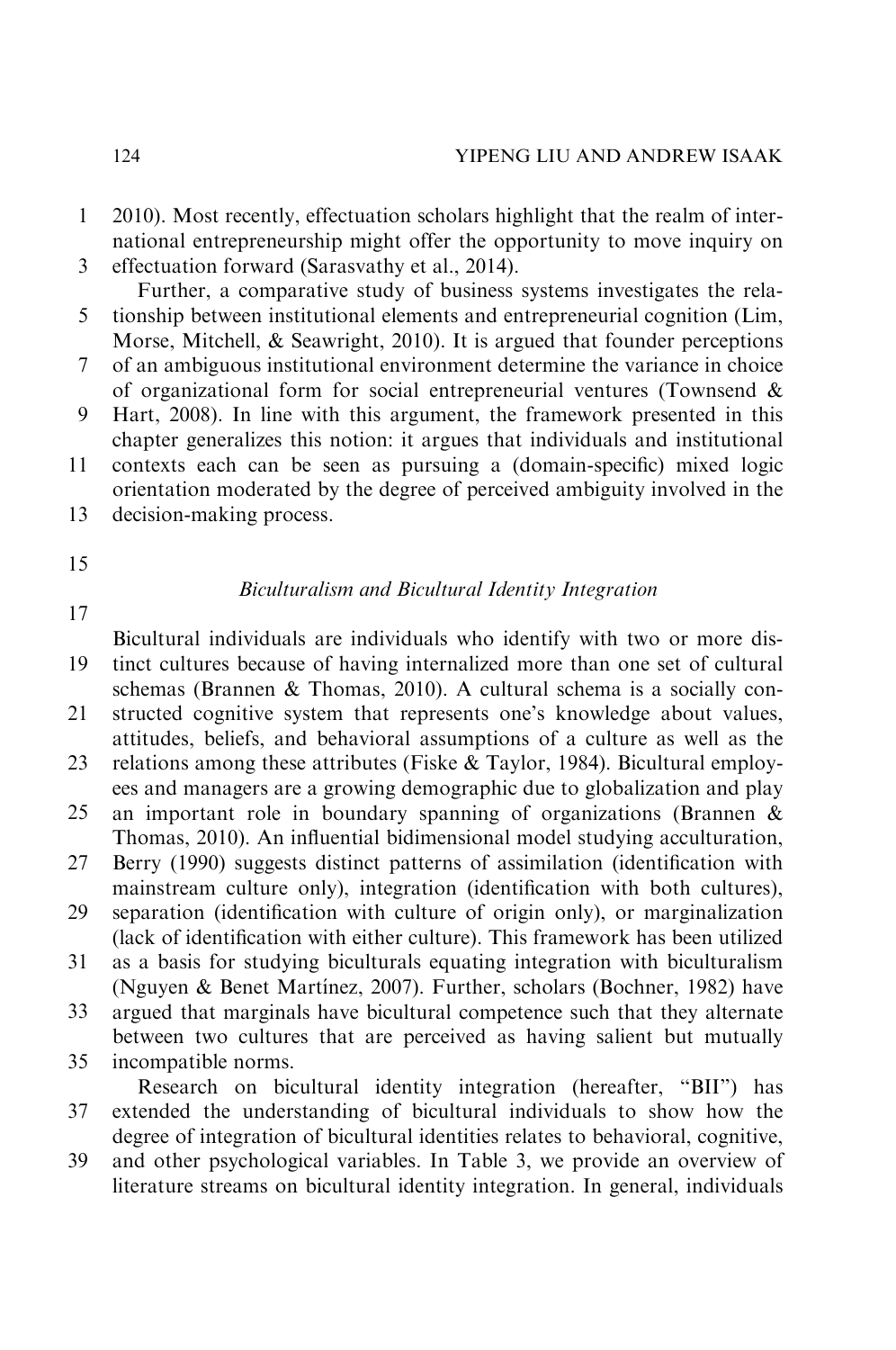2010). Most recently, effectuation scholars highlight that the realm of international entrepreneurship might offer the opportunity to move inquiry on effectuation forward (Sarasvathy et al., 2014).

Further, a comparative study of business systems investigates the relationship between institutional elements and entrepreneurial cognition (Lim, Morse, Mitchell, & Seawright, 2010). It is argued that founder perceptions of an ambiguous institutional environment determine the variance in choice of organizational form for social entrepreneurial ventures (Townsend & Hart, 2008). In line with this argument, the framework presented in this chapter generalizes this notion: it argues that individuals and institutional contexts each can be seen as pursuing a (domain-specific) mixed logic orientation moderated by the degree of perceived ambiguity involved in the decision-making process.

### *Biculturalism and Bicultural Identity Integration*

Bicultural individuals are individuals who identify with two or more distinct cultures because of having internalized more than one set of cultural schemas (Brannen & Thomas, 2010). A cultural schema is a socially constructed cognitive system that represents one's knowledge about values, attitudes, beliefs, and behavioral assumptions of a culture as well as the relations among these attributes (Fiske & Taylor, 1984). Bicultural employees and managers are a growing demographic due to globalization and play an important role in boundary spanning of organizations (Brannen & Thomas, 2010). An influential bidimensional model studying acculturation, Berry (1990) suggests distinct patterns of assimilation (identification with mainstream culture only), integration (identification with both cultures), separation (identification with culture of origin only), or marginalization (lack of identification with either culture). This framework has been utilized as a basis for studying biculturals equating integration with biculturalism (Nguyen & Benet Martínez, 2007). Further, scholars (Bochner, 1982) have argued that marginals have bicultural competence such that they alternate between two cultures that are perceived as having salient but mutually incompatible norms.

Research on bicultural identity integration (hereafter, "BII") has extended the understanding of bicultural individuals to show how the degree of integration of bicultural identities relates to behavioral, cognitive, and other psychological variables. In Table 3, we provide an overview of literature streams on bicultural identity integration. In general, individuals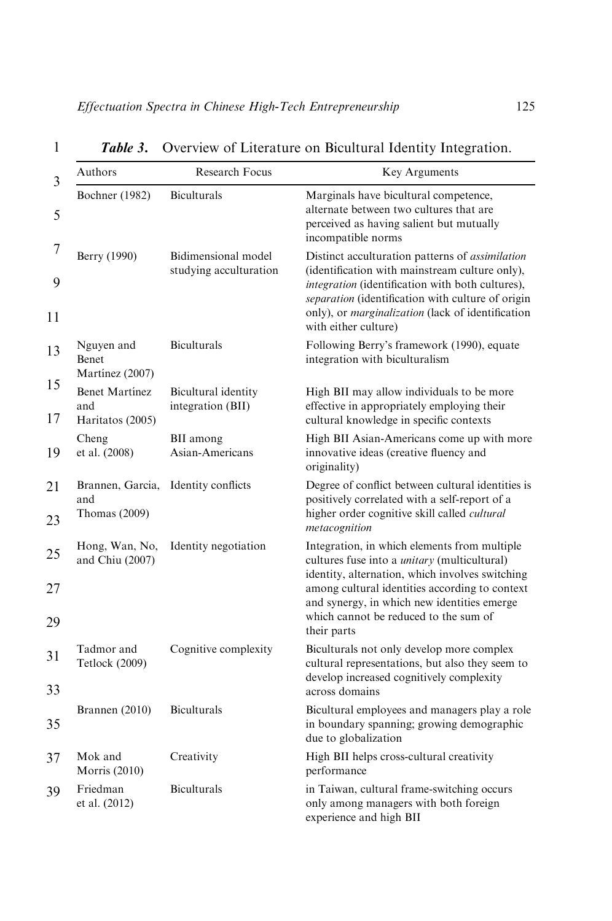**Table 3.** Overview of Literature on Bicultural Identity Integration.

| Authors | Research Focus | Key Arguments |
|---|---|---|
| Bochner (1982) | Biculturals | Marginals have bicultural competence, alternate between two cultures that are perceived as having salient but mutually incompatible norms |
| Berry (1990) | Bidimensional model studying acculturation | Distinct acculturation patterns of *assimilation* (identification with mainstream culture only), *integration* (identification with both cultures), *separation* (identification with culture of origin only), or *marginalization* (lack of identification with either culture) |
| Nguyen and Benet Martínez (2007) | Biculturals | Following Berry's framework (1990), equate integration with biculturalism |
| Benet Martínez and Haritatos (2005) | Bicultural identity integration (BII) | High BII may allow individuals to be more effective in appropriately employing their cultural knowledge in specific contexts |
| Cheng et al. (2008) | BII among Asian-Americans | High BII Asian-Americans come up with more innovative ideas (creative fluency and originality) |
| Brannen, Garcia, and Thomas (2009) | Identity conflicts | Degree of conflict between cultural identities is positively correlated with a self-report of a higher order cognitive skill called *cultural metacognition* |
| Hong, Wan, No, and Chiu (2007) | Identity negotiation | Integration, in which elements from multiple cultures fuse into a *unitary* (multicultural) identity, alternation, which involves switching among cultural identities according to context and synergy, in which new identities emerge which cannot be reduced to the sum of their parts |
| Tadmor and Tetlock (2009) | Cognitive complexity | Biculturals not only develop more complex cultural representations, but also they seem to develop increased cognitively complexity across domains |
| Brannen (2010) | Biculturals | Bicultural employees and managers play a role in boundary spanning; growing demographic due to globalization |
| Mok and Morris (2010) | Creativity | High BII helps cross-cultural creativity performance |
| Friedman et al. (2012) | Biculturals | in Taiwan, cultural frame-switching occurs only among managers with both foreign experience and high BII |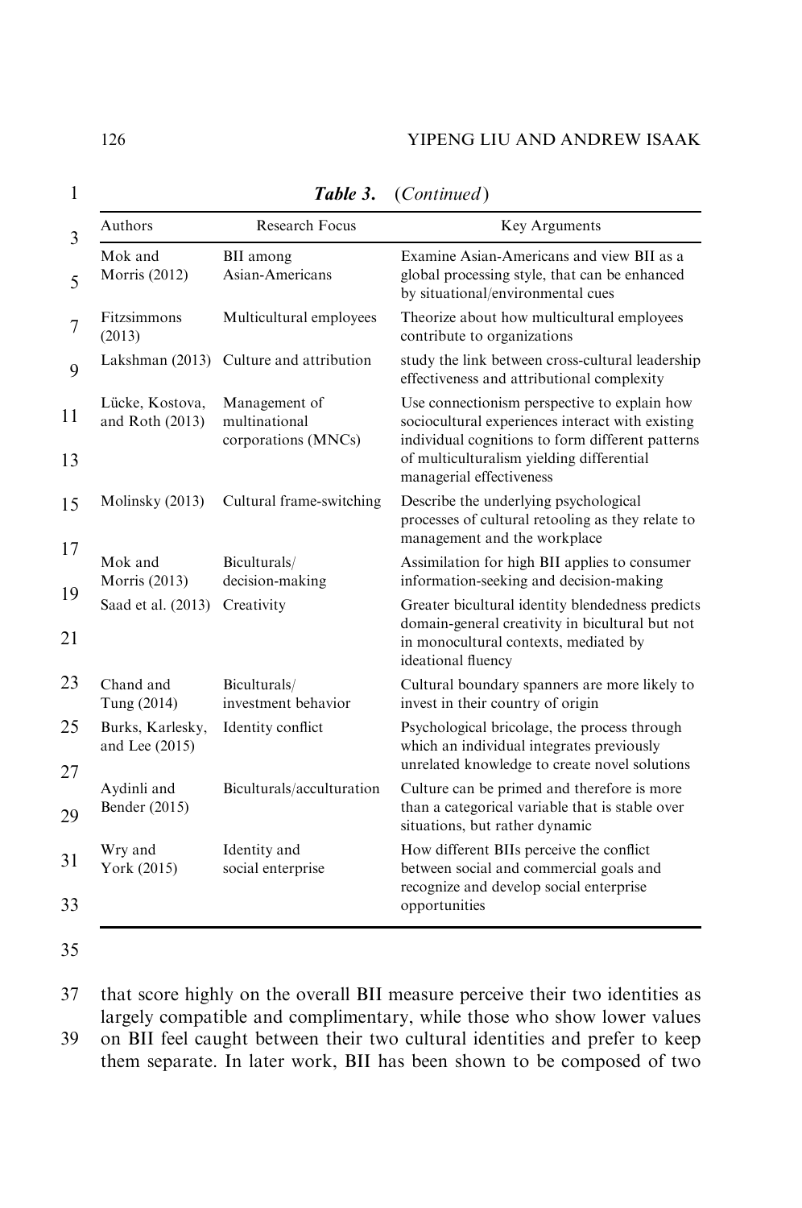**Table 3.** (*Continued*)

| Authors | Research Focus | Key Arguments |
|---|---|---|
| Mok and Morris (2012) | BII among Asian-Americans | Examine Asian-Americans and view BII as a global processing style, that can be enhanced by situational/environmental cues |
| Fitzsimmons (2013) | Multicultural employees | Theorize about how multicultural employees contribute to organizations |
| Lakshman (2013) | Culture and attribution | study the link between cross-cultural leadership effectiveness and attributional complexity |
| Lücke, Kostova, and Roth (2013) | Management of multinational corporations (MNCs) | Use connectionism perspective to explain how sociocultural experiences interact with existing individual cognitions to form different patterns of multiculturalism yielding differential managerial effectiveness |
| Molinsky (2013) | Cultural frame-switching | Describe the underlying psychological processes of cultural retooling as they relate to management and the workplace |
| Mok and Morris (2013) | Biculturals/ decision-making | Assimilation for high BII applies to consumer information-seeking and decision-making |
| Saad et al. (2013) | Creativity | Greater bicultural identity blendedness predicts domain-general creativity in bicultural but not in monocultural contexts, mediated by ideational fluency |
| Chand and Tung (2014) | Biculturals/ investment behavior | Cultural boundary spanners are more likely to invest in their country of origin |
| Burks, Karlesky, and Lee (2015) | Identity conflict | Psychological bricolage, the process through which an individual integrates previously unrelated knowledge to create novel solutions |
| Aydinli and Bender (2015) | Biculturals/acculturation | Culture can be primed and therefore is more than a categorical variable that is stable over situations, but rather dynamic |
| Wry and York (2015) | Identity and social enterprise | How different BIIs perceive the conflict between social and commercial goals and recognize and develop social enterprise opportunities |

that score highly on the overall BII measure perceive their two identities as largely compatible and complimentary, while those who show lower values on BII feel caught between their two cultural identities and prefer to keep them separate. In later work, BII has been shown to be composed of two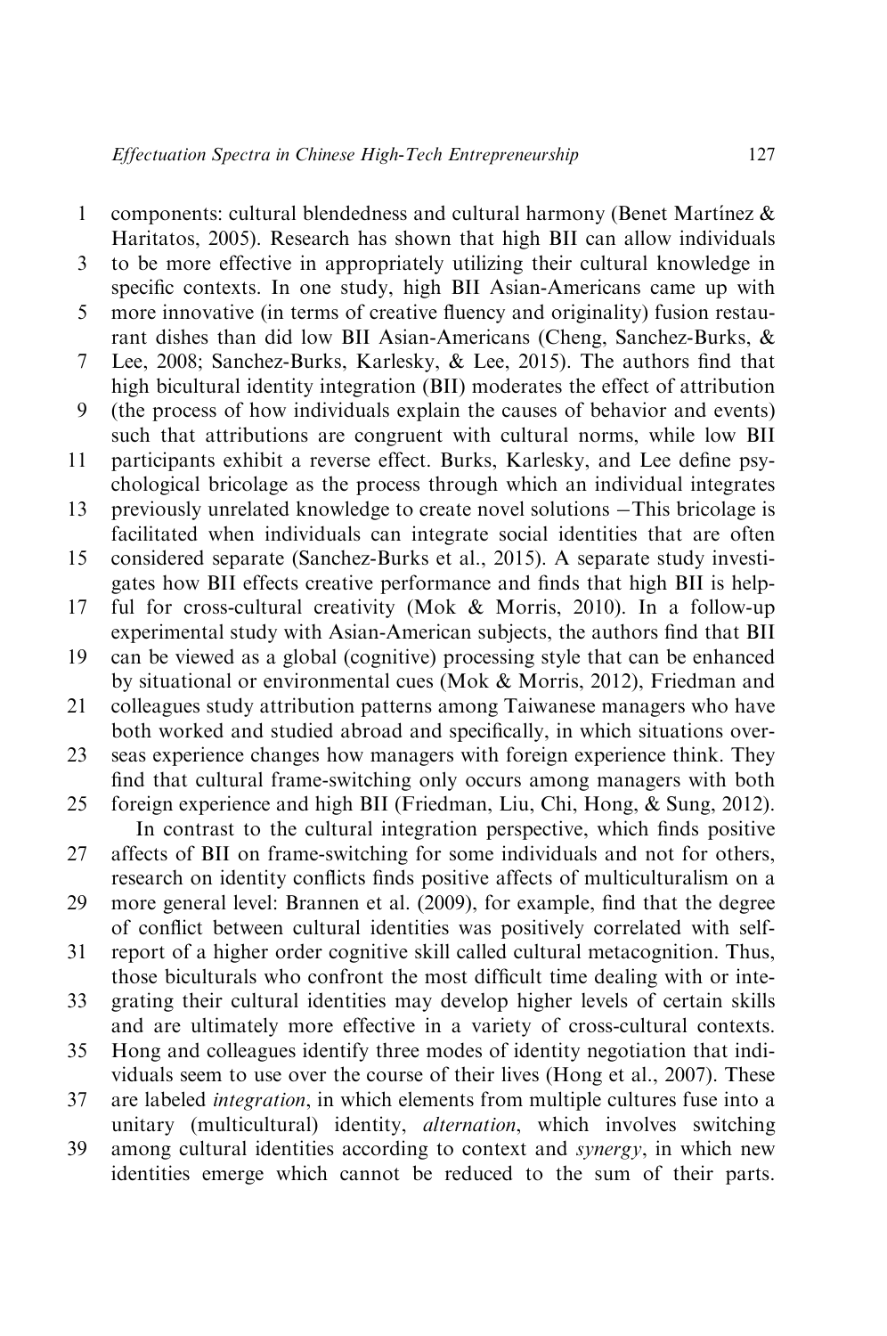components: cultural blendedness and cultural harmony (Benet Martínez & Haritatos, 2005). Research has shown that high BII can allow individuals to be more effective in appropriately utilizing their cultural knowledge in specific contexts. In one study, high BII Asian-Americans came up with more innovative (in terms of creative fluency and originality) fusion restaurant dishes than did low BII Asian-Americans (Cheng, Sanchez-Burks, & Lee, 2008; Sanchez-Burks, Karlesky, & Lee, 2015). The authors find that high bicultural identity integration (BII) moderates the effect of attribution (the process of how individuals explain the causes of behavior and events) such that attributions are congruent with cultural norms, while low BII participants exhibit a reverse effect. Burks, Karlesky, and Lee define psychological bricolage as the process through which an individual integrates previously unrelated knowledge to create novel solutions −This bricolage is facilitated when individuals can integrate social identities that are often considered separate (Sanchez-Burks et al., 2015). A separate study investigates how BII effects creative performance and finds that high BII is helpful for cross-cultural creativity (Mok & Morris, 2010). In a follow-up experimental study with Asian-American subjects, the authors find that BII can be viewed as a global (cognitive) processing style that can be enhanced by situational or environmental cues (Mok & Morris, 2012), Friedman and colleagues study attribution patterns among Taiwanese managers who have both worked and studied abroad and specifically, in which situations overseas experience changes how managers with foreign experience think. They find that cultural frame-switching only occurs among managers with both foreign experience and high BII (Friedman, Liu, Chi, Hong, & Sung, 2012).

In contrast to the cultural integration perspective, which finds positive affects of BII on frame-switching for some individuals and not for others, research on identity conflicts finds positive affects of multiculturalism on a more general level: Brannen et al. (2009), for example, find that the degree of conflict between cultural identities was positively correlated with self-report of a higher order cognitive skill called cultural metacognition. Thus, those biculturals who confront the most difficult time dealing with or integrating their cultural identities may develop higher levels of certain skills and are ultimately more effective in a variety of cross-cultural contexts. Hong and colleagues identify three modes of identity negotiation that individuals seem to use over the course of their lives (Hong et al., 2007). These are labeled *integration*, in which elements from multiple cultures fuse into a unitary (multicultural) identity, *alternation*, which involves switching among cultural identities according to context and *synergy*, in which new identities emerge which cannot be reduced to the sum of their parts.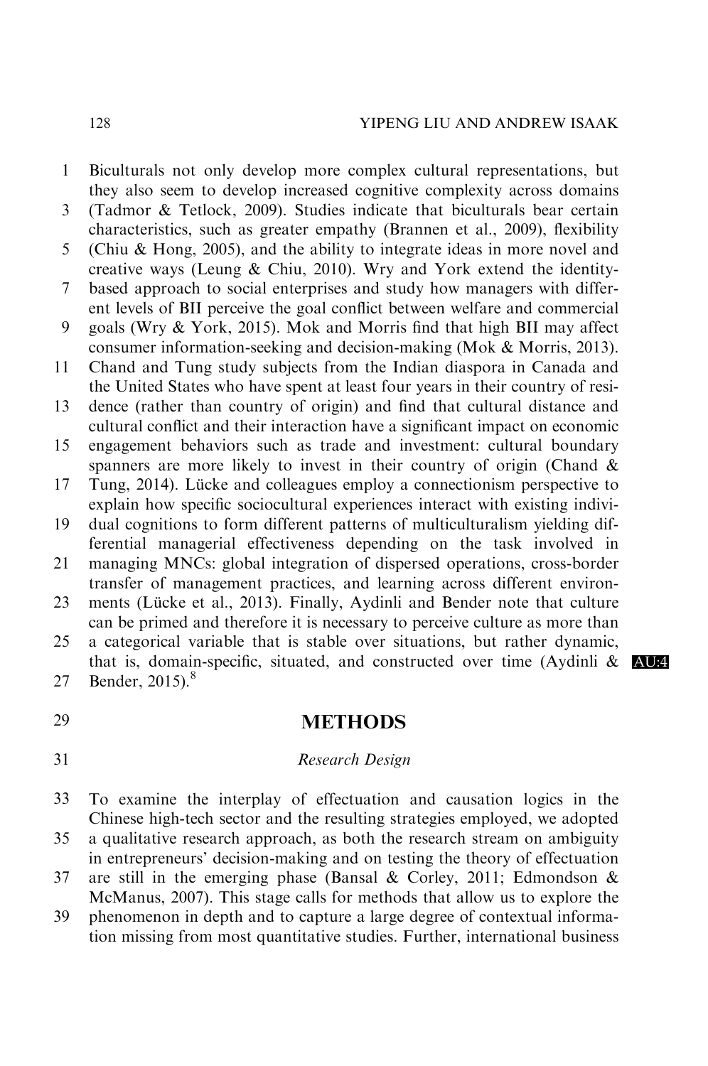Biculturals not only develop more complex cultural representations, but they also seem to develop increased cognitive complexity across domains (Tadmor & Tetlock, 2009). Studies indicate that biculturals bear certain characteristics, such as greater empathy (Brannen et al., 2009), flexibility (Chiu & Hong, 2005), and the ability to integrate ideas in more novel and creative ways (Leung & Chiu, 2010). Wry and York extend the identity-based approach to social enterprises and study how managers with different levels of BII perceive the goal conflict between welfare and commercial goals (Wry & York, 2015). Mok and Morris find that high BII may affect consumer information-seeking and decision-making (Mok & Morris, 2013). Chand and Tung study subjects from the Indian diaspora in Canada and the United States who have spent at least four years in their country of residence (rather than country of origin) and find that cultural distance and cultural conflict and their interaction have a significant impact on economic engagement behaviors such as trade and investment: cultural boundary spanners are more likely to invest in their country of origin (Chand & Tung, 2014). Lücke and colleagues employ a connectionism perspective to explain how specific sociocultural experiences interact with existing individual cognitions to form different patterns of multiculturalism yielding differential managerial effectiveness depending on the task involved in managing MNCs: global integration of dispersed operations, cross-border transfer of management practices, and learning across different environments (Lücke et al., 2013). Finally, Aydinli and Bender note that culture can be primed and therefore it is necessary to perceive culture as more than a categorical variable that is stable over situations, but rather dynamic, that is, domain-specific, situated, and constructed over time (Aydinli & Bender, 2015).[8]

## METHODS

### *Research Design*

To examine the interplay of effectuation and causation logics in the Chinese high-tech sector and the resulting strategies employed, we adopted a qualitative research approach, as both the research stream on ambiguity in entrepreneurs' decision-making and on testing the theory of effectuation are still in the emerging phase (Bansal & Corley, 2011; Edmondson & McManus, 2007). This stage calls for methods that allow us to explore the phenomenon in depth and to capture a large degree of contextual information missing from most quantitative studies. Further, international business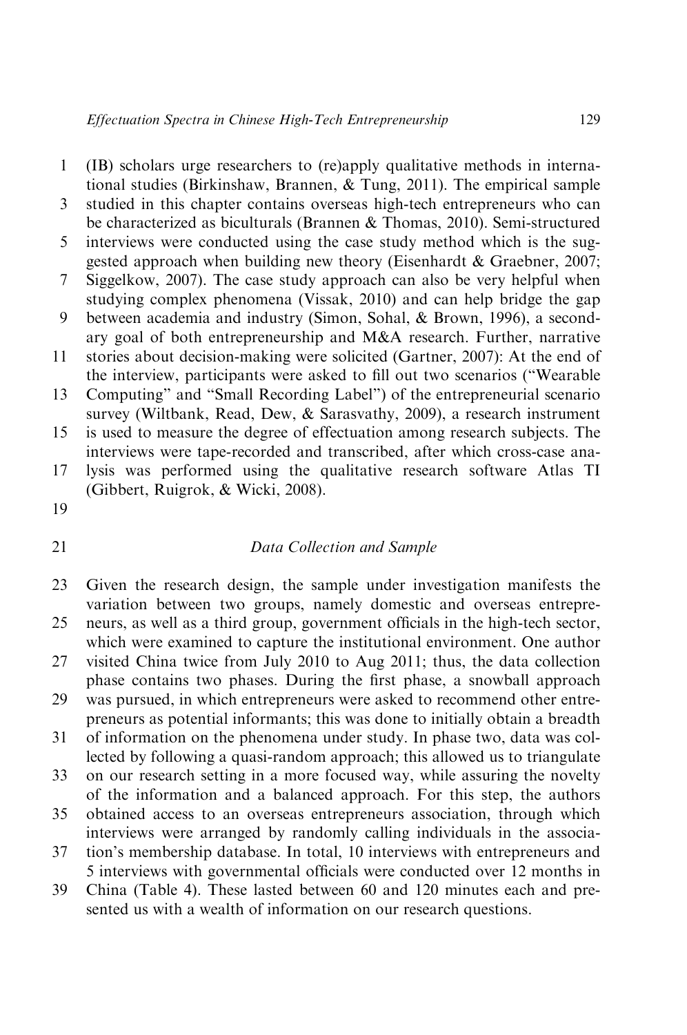(IB) scholars urge researchers to (re)apply qualitative methods in international studies (Birkinshaw, Brannen, & Tung, 2011). The empirical sample studied in this chapter contains overseas high-tech entrepreneurs who can be characterized as biculturals (Brannen & Thomas, 2010). Semi-structured interviews were conducted using the case study method which is the suggested approach when building new theory (Eisenhardt & Graebner, 2007; Siggelkow, 2007). The case study approach can also be very helpful when studying complex phenomena (Vissak, 2010) and can help bridge the gap between academia and industry (Simon, Sohal, & Brown, 1996), a secondary goal of both entrepreneurship and M&A research. Further, narrative stories about decision-making were solicited (Gartner, 2007): At the end of the interview, participants were asked to fill out two scenarios ("Wearable Computing" and "Small Recording Label") of the entrepreneurial scenario survey (Wiltbank, Read, Dew, & Sarasvathy, 2009), a research instrument is used to measure the degree of effectuation among research subjects. The interviews were tape-recorded and transcribed, after which cross-case analysis was performed using the qualitative research software Atlas TI (Gibbert, Ruigrok, & Wicki, 2008).

### *Data Collection and Sample*

Given the research design, the sample under investigation manifests the variation between two groups, namely domestic and overseas entrepreneurs, as well as a third group, government officials in the high-tech sector, which were examined to capture the institutional environment. One author visited China twice from July 2010 to Aug 2011; thus, the data collection phase contains two phases. During the first phase, a snowball approach was pursued, in which entrepreneurs were asked to recommend other entrepreneurs as potential informants; this was done to initially obtain a breadth of information on the phenomena under study. In phase two, data was collected by following a quasi-random approach; this allowed us to triangulate on our research setting in a more focused way, while assuring the novelty of the information and a balanced approach. For this step, the authors obtained access to an overseas entrepreneurs association, through which interviews were arranged by randomly calling individuals in the association's membership database. In total, 10 interviews with entrepreneurs and 5 interviews with governmental officials were conducted over 12 months in China (Table 4). These lasted between 60 and 120 minutes each and presented us with a wealth of information on our research questions.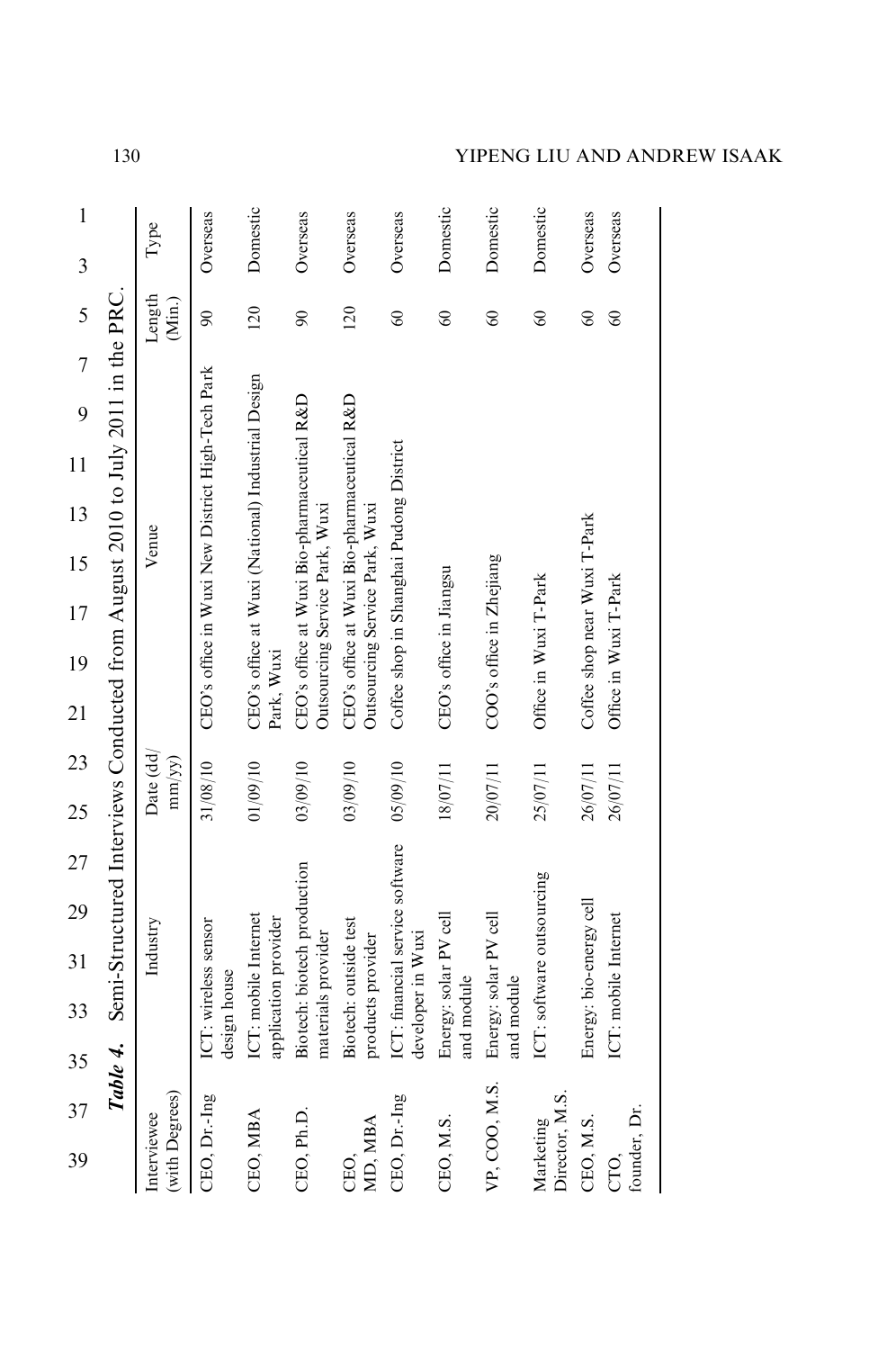**Table 4.** Semi-Structured Interviews Conducted from August 2010 to July 2011 in the PRC.

| Interviewee (with Degrees) | Industry | Date (dd/mm/yy) | Venue | Length (Min.) | Type |
|---|---|---|---|---|---|
| CEO, Dr.-Ing | ICT: wireless sensor design house | 31/08/10 | CEO's office in Wuxi New District High-Tech Park | 90 | Overseas |
| CEO, MBA | ICT: mobile Internet application provider | 01/09/10 | CEO's office at Wuxi (National) Industrial Design Park, Wuxi | 120 | Domestic |
| CEO, Ph.D. | Biotech: biotech production materials provider | 03/09/10 | CEO's office at Wuxi Bio-pharmaceutical R&D Outsourcing Service Park, Wuxi | 90 | Overseas |
| CEO, MD, MBA | Biotech: outside test products provider | 03/09/10 | CEO's office at Wuxi Bio-pharmaceutical R&D Outsourcing Service Park, Wuxi | 120 | Overseas |
| CEO, Dr.-Ing | ICT: financial service software developer in Wuxi | 05/09/10 | Coffee shop in Shanghai Pudong District | 60 | Overseas |
| CEO, M.S. | Energy: solar PV cell and module | 18/07/11 | CEO's office in Jiangsu | 60 | Domestic |
| VP, COO, M.S. | Energy: solar PV cell and module | 20/07/11 | COO's office in Zhejiang | 60 | Domestic |
| Marketing Director, M.S. | ICT: software outsourcing | 25/07/11 | Office in Wuxi T-Park | 60 | Domestic |
| CEO, M.S. | Energy: bio-energy cell | 26/07/11 | Coffee shop near Wuxi T-Park | 60 | Overseas |
| CTO, founder, Dr. | ICT: mobile Internet | 26/07/11 | Office in Wuxi T-Park | 60 | Overseas |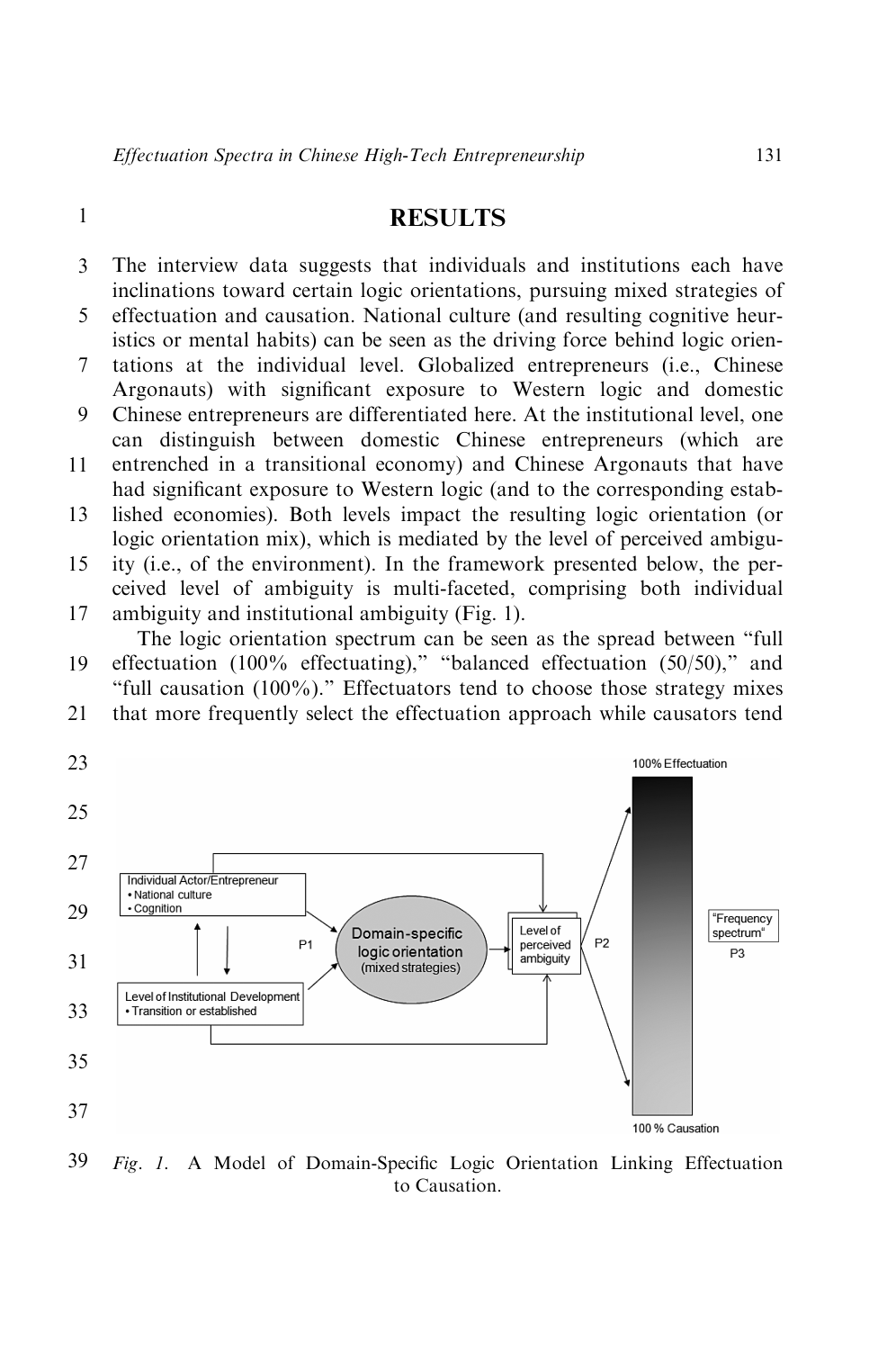# RESULTS

The interview data suggests that individuals and institutions each have inclinations toward certain logic orientations, pursuing mixed strategies of effectuation and causation. National culture (and resulting cognitive heuristics or mental habits) can be seen as the driving force behind logic orientations at the individual level. Globalized entrepreneurs (i.e., Chinese Argonauts) with significant exposure to Western logic and domestic Chinese entrepreneurs are differentiated here. At the institutional level, one can distinguish between domestic Chinese entrepreneurs (which are entrenched in a transitional economy) and Chinese Argonauts that have had significant exposure to Western logic (and to the corresponding established economies). Both levels impact the resulting logic orientation (or logic orientation mix), which is mediated by the level of perceived ambiguity (i.e., of the environment). In the framework presented below, the perceived level of ambiguity is multi-faceted, comprising both individual ambiguity and institutional ambiguity (Fig. 1).

The logic orientation spectrum can be seen as the spread between "full effectuation (100% effectuating)," "balanced effectuation (50/50)," and "full causation (100%)." Effectuators tend to choose those strategy mixes that more frequently select the effectuation approach while causators tend

*Fig. 1.* A Model of Domain-Specific Logic Orientation Linking Effectuation to Causation.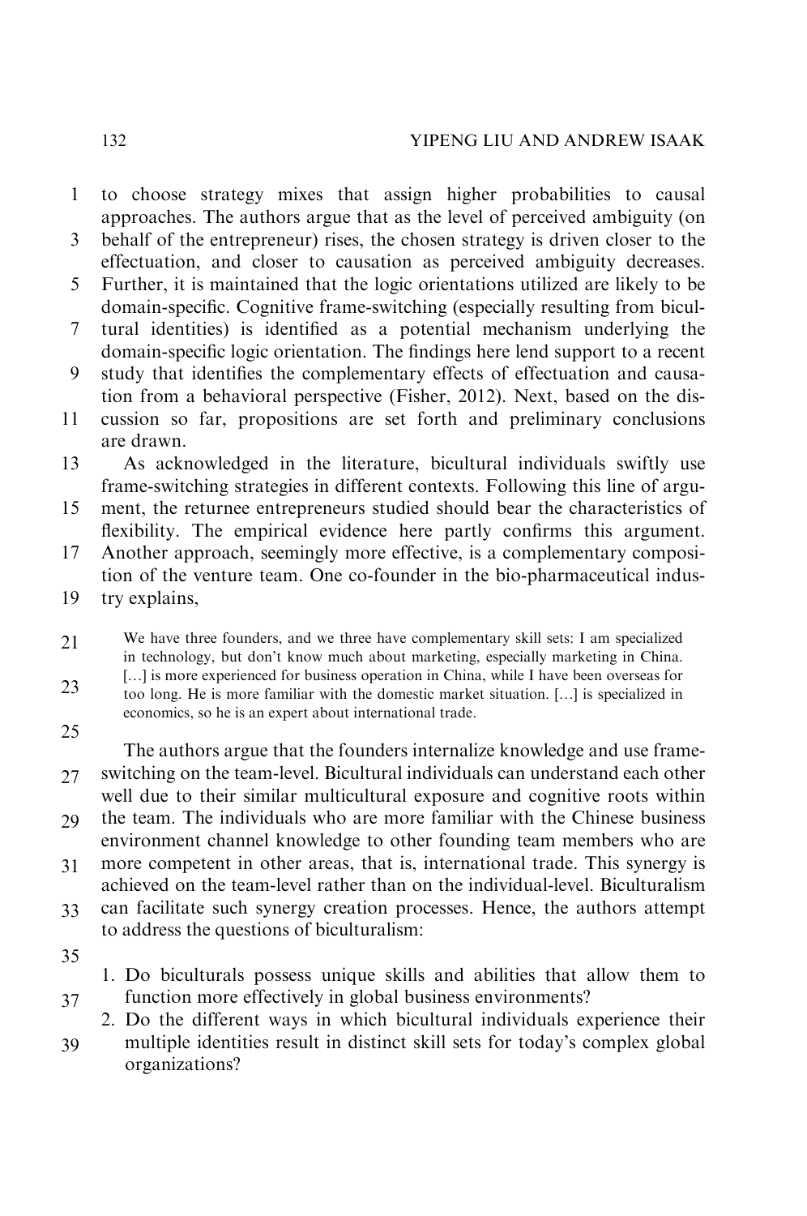to choose strategy mixes that assign higher probabilities to causal approaches. The authors argue that as the level of perceived ambiguity (on behalf of the entrepreneur) rises, the chosen strategy is driven closer to the effectuation, and closer to causation as perceived ambiguity decreases. Further, it is maintained that the logic orientations utilized are likely to be domain-specific. Cognitive frame-switching (especially resulting from bicultural identities) is identified as a potential mechanism underlying the domain-specific logic orientation. The findings here lend support to a recent study that identifies the complementary effects of effectuation and causation from a behavioral perspective (Fisher, 2012). Next, based on the discussion so far, propositions are set forth and preliminary conclusions are drawn.

As acknowledged in the literature, bicultural individuals swiftly use frame-switching strategies in different contexts. Following this line of argument, the returnee entrepreneurs studied should bear the characteristics of flexibility. The empirical evidence here partly confirms this argument. Another approach, seemingly more effective, is a complementary composition of the venture team. One co-founder in the bio-pharmaceutical industry explains,

> We have three founders, and we three have complementary skill sets: I am specialized in technology, but don't know much about marketing, especially marketing in China. […] is more experienced for business operation in China, while I have been overseas for too long. He is more familiar with the domestic market situation. […] is specialized in economics, so he is an expert about international trade.

The authors argue that the founders internalize knowledge and use frame-switching on the team-level. Bicultural individuals can understand each other well due to their similar multicultural exposure and cognitive roots within the team. The individuals who are more familiar with the Chinese business environment channel knowledge to other founding team members who are more competent in other areas, that is, international trade. This synergy is achieved on the team-level rather than on the individual-level. Biculturalism can facilitate such synergy creation processes. Hence, the authors attempt to address the questions of biculturalism:

1. Do biculturals possess unique skills and abilities that allow them to function more effectively in global business environments?
2. Do the different ways in which bicultural individuals experience their multiple identities result in distinct skill sets for today's complex global organizations?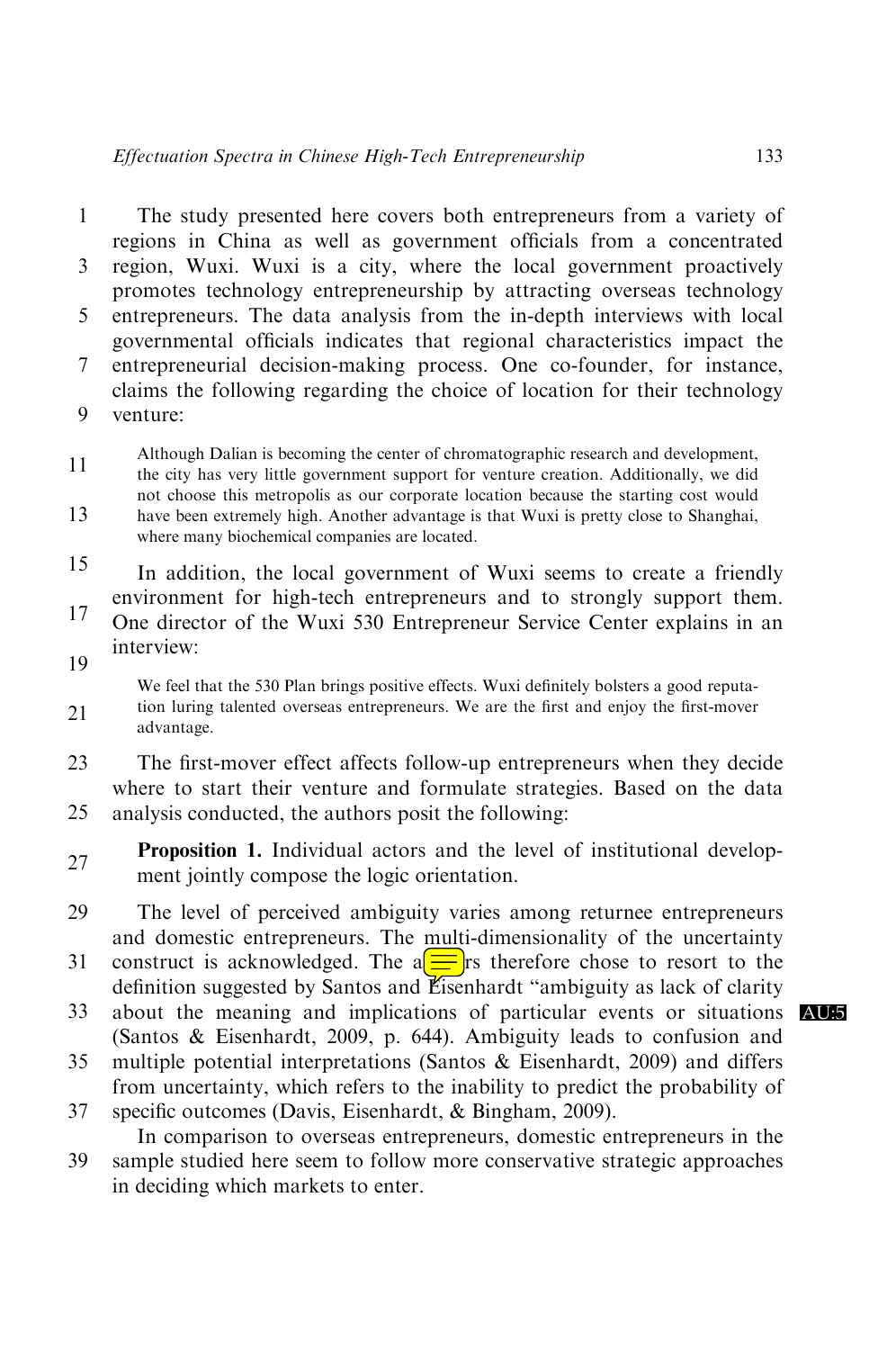The study presented here covers both entrepreneurs from a variety of regions in China as well as government officials from a concentrated region, Wuxi. Wuxi is a city, where the local government proactively promotes technology entrepreneurship by attracting overseas technology entrepreneurs. The data analysis from the in-depth interviews with local governmental officials indicates that regional characteristics impact the entrepreneurial decision-making process. One co-founder, for instance, claims the following regarding the choice of location for their technology venture:

> Although Dalian is becoming the center of chromatographic research and development, the city has very little government support for venture creation. Additionally, we did not choose this metropolis as our corporate location because the starting cost would have been extremely high. Another advantage is that Wuxi is pretty close to Shanghai, where many biochemical companies are located.

In addition, the local government of Wuxi seems to create a friendly environment for high-tech entrepreneurs and to strongly support them. One director of the Wuxi 530 Entrepreneur Service Center explains in an interview:

> We feel that the 530 Plan brings positive effects. Wuxi definitely bolsters a good reputation luring talented overseas entrepreneurs. We are the first and enjoy the first-mover advantage.

The first-mover effect affects follow-up entrepreneurs when they decide where to start their venture and formulate strategies. Based on the data analysis conducted, the authors posit the following:

**Proposition 1.** Individual actors and the level of institutional development jointly compose the logic orientation.

The level of perceived ambiguity varies among returnee entrepreneurs and domestic entrepreneurs. The multi-dimensionality of the uncertainty construct is acknowledged. The authors therefore chose to resort to the definition suggested by Santos and Eisenhardt "ambiguity as lack of clarity about the meaning and implications of particular events or situations (Santos & Eisenhardt, 2009, p. 644). Ambiguity leads to confusion and multiple potential interpretations (Santos & Eisenhardt, 2009) and differs from uncertainty, which refers to the inability to predict the probability of specific outcomes (Davis, Eisenhardt, & Bingham, 2009).

In comparison to overseas entrepreneurs, domestic entrepreneurs in the sample studied here seem to follow more conservative strategic approaches in deciding which markets to enter.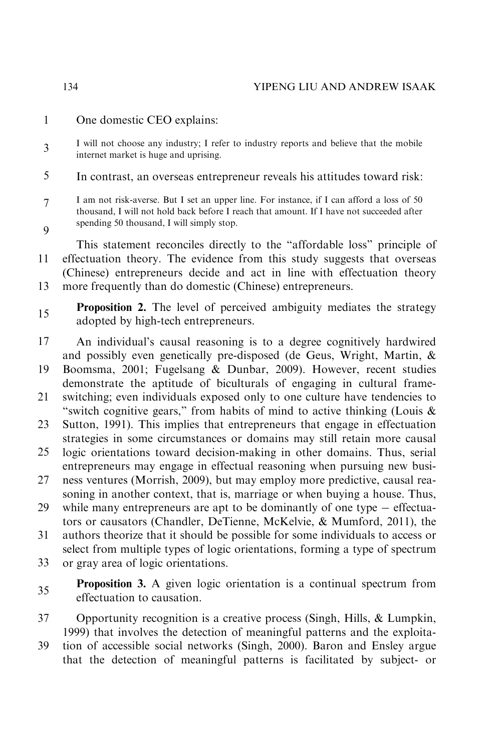One domestic CEO explains:

> I will not choose any industry; I refer to industry reports and believe that the mobile internet market is huge and uprising.

In contrast, an overseas entrepreneur reveals his attitudes toward risk:

> I am not risk-averse. But I set an upper line. For instance, if I can afford a loss of 50 thousand, I will not hold back before I reach that amount. If I have not succeeded after spending 50 thousand, I will simply stop.

This statement reconciles directly to the "affordable loss" principle of effectuation theory. The evidence from this study suggests that overseas (Chinese) entrepreneurs decide and act in line with effectuation theory more frequently than do domestic (Chinese) entrepreneurs.

**Proposition 2.** The level of perceived ambiguity mediates the strategy adopted by high-tech entrepreneurs.

An individual's causal reasoning is to a degree cognitively hardwired and possibly even genetically pre-disposed (de Geus, Wright, Martin, & Boomsma, 2001; Fugelsang & Dunbar, 2009). However, recent studies demonstrate the aptitude of biculturals of engaging in cultural frame-switching; even individuals exposed only to one culture have tendencies to "switch cognitive gears," from habits of mind to active thinking (Louis & Sutton, 1991). This implies that entrepreneurs that engage in effectuation strategies in some circumstances or domains may still retain more causal logic orientations toward decision-making in other domains. Thus, serial entrepreneurs may engage in effectual reasoning when pursuing new business ventures (Morrish, 2009), but may employ more predictive, causal reasoning in another context, that is, marriage or when buying a house. Thus, while many entrepreneurs are apt to be dominantly of one type – effectuators or causators (Chandler, DeTienne, McKelvie, & Mumford, 2011), the authors theorize that it should be possible for some individuals to access or select from multiple types of logic orientations, forming a type of spectrum or gray area of logic orientations.

**Proposition 3.** A given logic orientation is a continual spectrum from effectuation to causation.

Opportunity recognition is a creative process (Singh, Hills, & Lumpkin, 1999) that involves the detection of meaningful patterns and the exploitation of accessible social networks (Singh, 2000). Baron and Ensley argue that the detection of meaningful patterns is facilitated by subject- or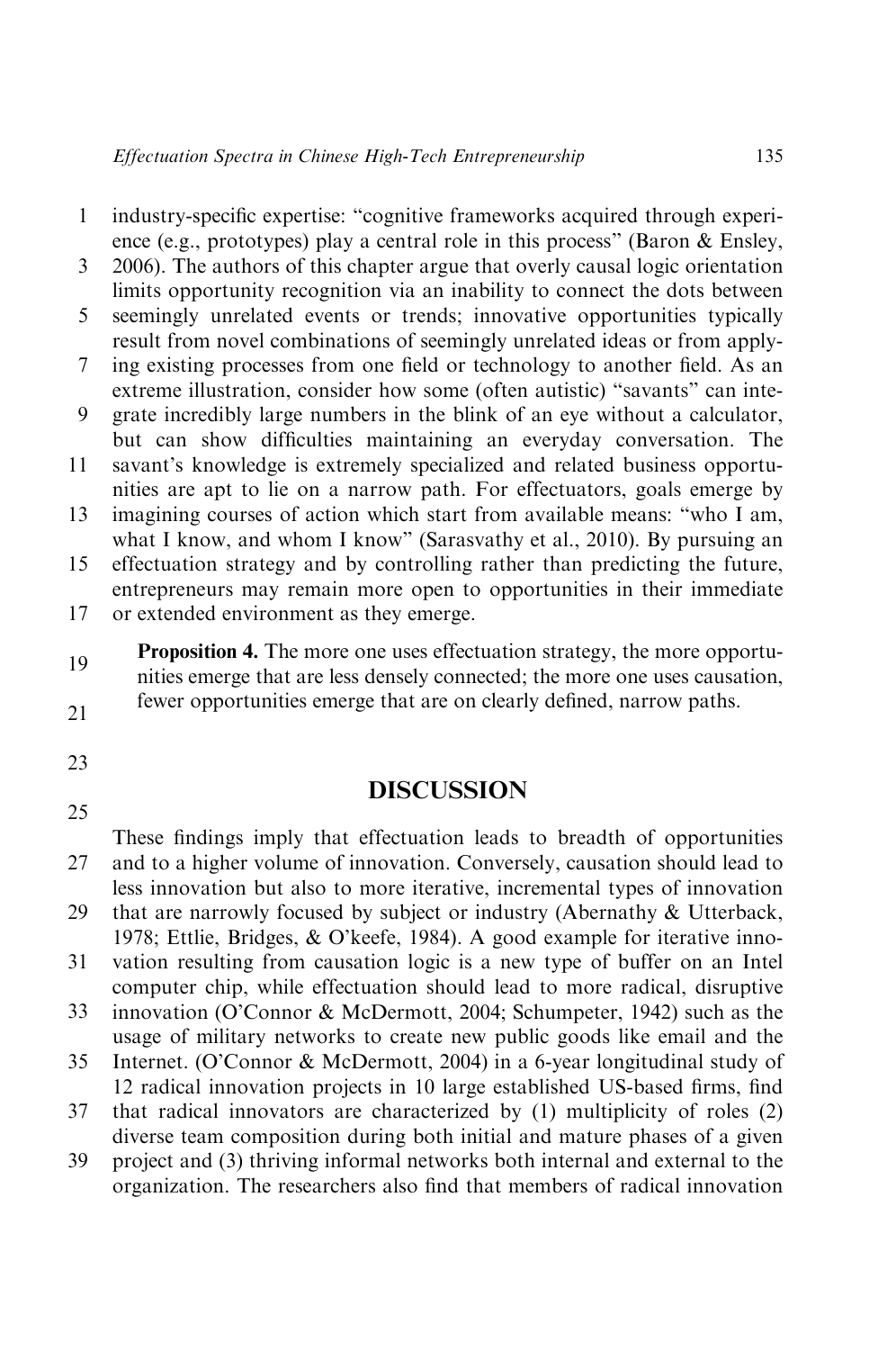industry-specific expertise: "cognitive frameworks acquired through experience (e.g., prototypes) play a central role in this process" (Baron & Ensley, 2006). The authors of this chapter argue that overly causal logic orientation limits opportunity recognition via an inability to connect the dots between seemingly unrelated events or trends; innovative opportunities typically result from novel combinations of seemingly unrelated ideas or from applying existing processes from one field or technology to another field. As an extreme illustration, consider how some (often autistic) "savants" can integrate incredibly large numbers in the blink of an eye without a calculator, but can show difficulties maintaining an everyday conversation. The savant's knowledge is extremely specialized and related business opportunities are apt to lie on a narrow path. For effectuators, goals emerge by imagining courses of action which start from available means: "who I am, what I know, and whom I know" (Sarasvathy et al., 2010). By pursuing an effectuation strategy and by controlling rather than predicting the future, entrepreneurs may remain more open to opportunities in their immediate or extended environment as they emerge.

> **Proposition 4.** The more one uses effectuation strategy, the more opportunities emerge that are less densely connected; the more one uses causation, fewer opportunities emerge that are on clearly defined, narrow paths.

## DISCUSSION

These findings imply that effectuation leads to breadth of opportunities and to a higher volume of innovation. Conversely, causation should lead to less innovation but also to more iterative, incremental types of innovation that are narrowly focused by subject or industry (Abernathy & Utterback, 1978; Ettlie, Bridges, & O'keefe, 1984). A good example for iterative innovation resulting from causation logic is a new type of buffer on an Intel computer chip, while effectuation should lead to more radical, disruptive innovation (O'Connor & McDermott, 2004; Schumpeter, 1942) such as the usage of military networks to create new public goods like email and the Internet. (O'Connor & McDermott, 2004) in a 6-year longitudinal study of 12 radical innovation projects in 10 large established US-based firms, find that radical innovators are characterized by (1) multiplicity of roles (2) diverse team composition during both initial and mature phases of a given project and (3) thriving informal networks both internal and external to the organization. The researchers also find that members of radical innovation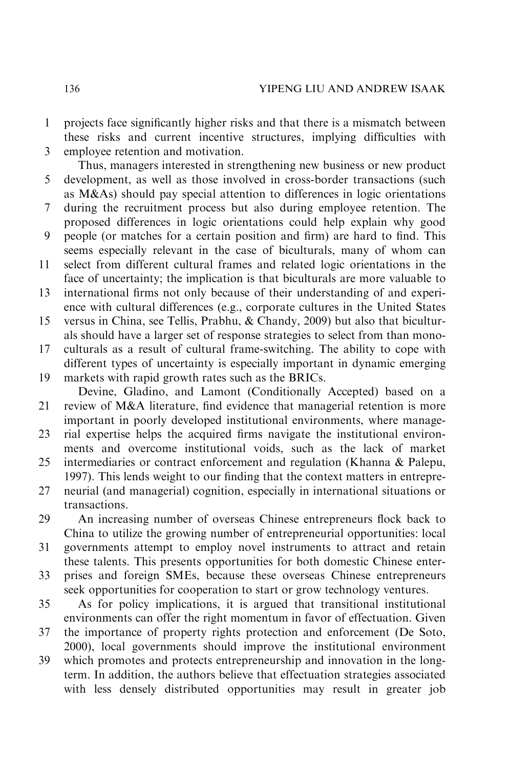projects face significantly higher risks and that there is a mismatch between these risks and current incentive structures, implying difficulties with employee retention and motivation.

Thus, managers interested in strengthening new business or new product development, as well as those involved in cross-border transactions (such as M&As) should pay special attention to differences in logic orientations during the recruitment process but also during employee retention. The proposed differences in logic orientations could help explain why good people (or matches for a certain position and firm) are hard to find. This seems especially relevant in the case of biculturals, many of whom can select from different cultural frames and related logic orientations in the face of uncertainty; the implication is that biculturals are more valuable to international firms not only because of their understanding of and experience with cultural differences (e.g., corporate cultures in the United States versus in China, see Tellis, Prabhu, & Chandy, 2009) but also that biculturals should have a larger set of response strategies to select from than monoculturals as a result of cultural frame-switching. The ability to cope with different types of uncertainty is especially important in dynamic emerging markets with rapid growth rates such as the BRICs.

Devine, Gladino, and Lamont (Conditionally Accepted) based on a review of M&A literature, find evidence that managerial retention is more important in poorly developed institutional environments, where managerial expertise helps the acquired firms navigate the institutional environments and overcome institutional voids, such as the lack of market intermediaries or contract enforcement and regulation (Khanna & Palepu, 1997). This lends weight to our finding that the context matters in entrepreneurial (and managerial) cognition, especially in international situations or transactions.

An increasing number of overseas Chinese entrepreneurs flock back to China to utilize the growing number of entrepreneurial opportunities: local governments attempt to employ novel instruments to attract and retain these talents. This presents opportunities for both domestic Chinese enterprises and foreign SMEs, because these overseas Chinese entrepreneurs seek opportunities for cooperation to start or grow technology ventures.

As for policy implications, it is argued that transitional institutional environments can offer the right momentum in favor of effectuation. Given the importance of property rights protection and enforcement (De Soto, 2000), local governments should improve the institutional environment which promotes and protects entrepreneurship and innovation in the long-term. In addition, the authors believe that effectuation strategies associated with less densely distributed opportunities may result in greater job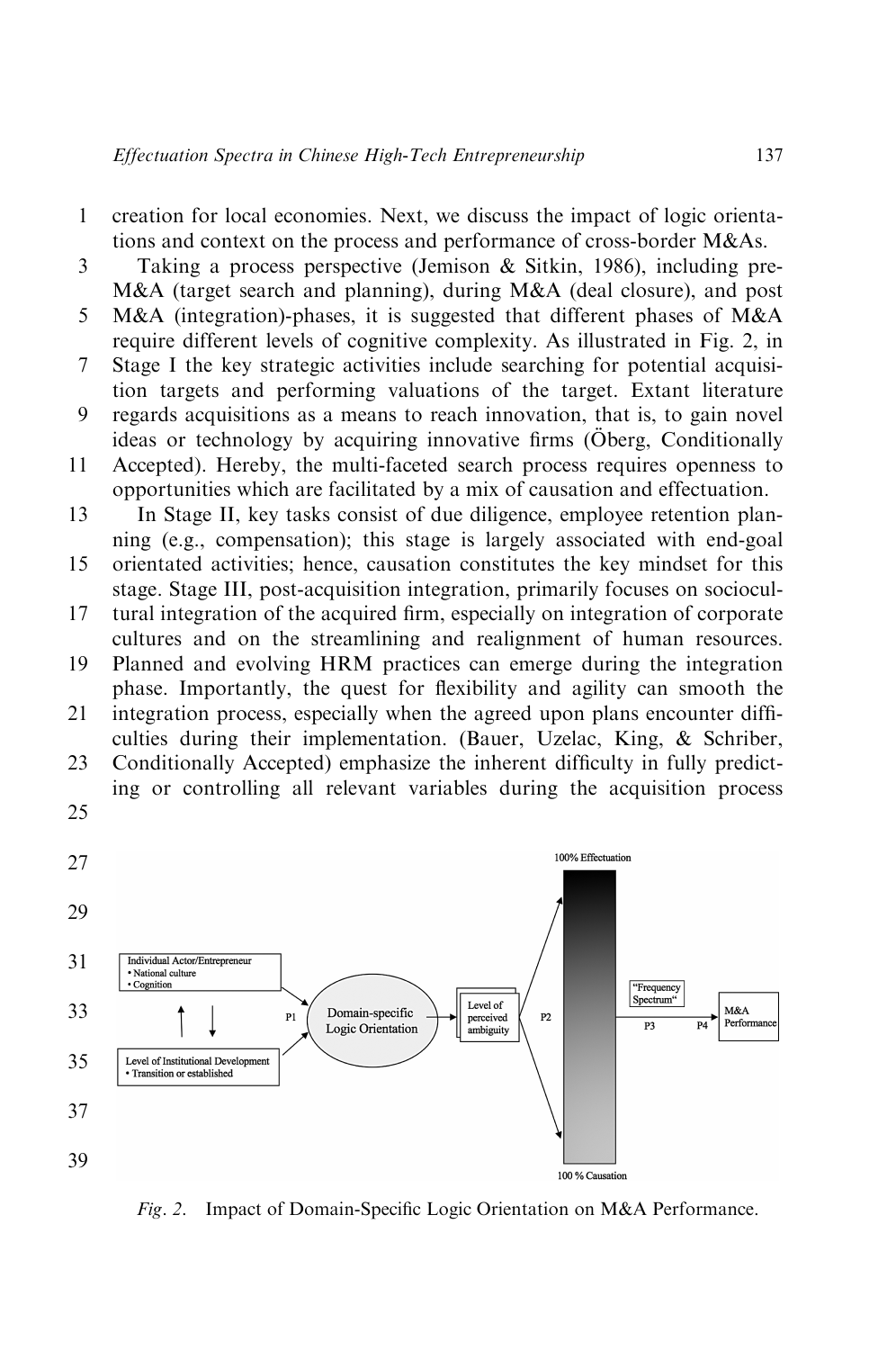creation for local economies. Next, we discuss the impact of logic orientations and context on the process and performance of cross-border M&As.

Taking a process perspective (Jemison & Sitkin, 1986), including pre-M&A (target search and planning), during M&A (deal closure), and post M&A (integration)-phases, it is suggested that different phases of M&A require different levels of cognitive complexity. As illustrated in Fig. 2, in Stage I the key strategic activities include searching for potential acquisition targets and performing valuations of the target. Extant literature regards acquisitions as a means to reach innovation, that is, to gain novel ideas or technology by acquiring innovative firms (Öberg, Conditionally Accepted). Hereby, the multi-faceted search process requires openness to opportunities which are facilitated by a mix of causation and effectuation.

In Stage II, key tasks consist of due diligence, employee retention planning (e.g., compensation); this stage is largely associated with end-goal orientated activities; hence, causation constitutes the key mindset for this stage. Stage III, post-acquisition integration, primarily focuses on sociocultural integration of the acquired firm, especially on integration of corporate cultures and on the streamlining and realignment of human resources. Planned and evolving HRM practices can emerge during the integration phase. Importantly, the quest for flexibility and agility can smooth the integration process, especially when the agreed upon plans encounter difficulties during their implementation. (Bauer, Uzelac, King, & Schriber, Conditionally Accepted) emphasize the inherent difficulty in fully predicting or controlling all relevant variables during the acquisition process

*Fig. 2.* Impact of Domain-Specific Logic Orientation on M&A Performance.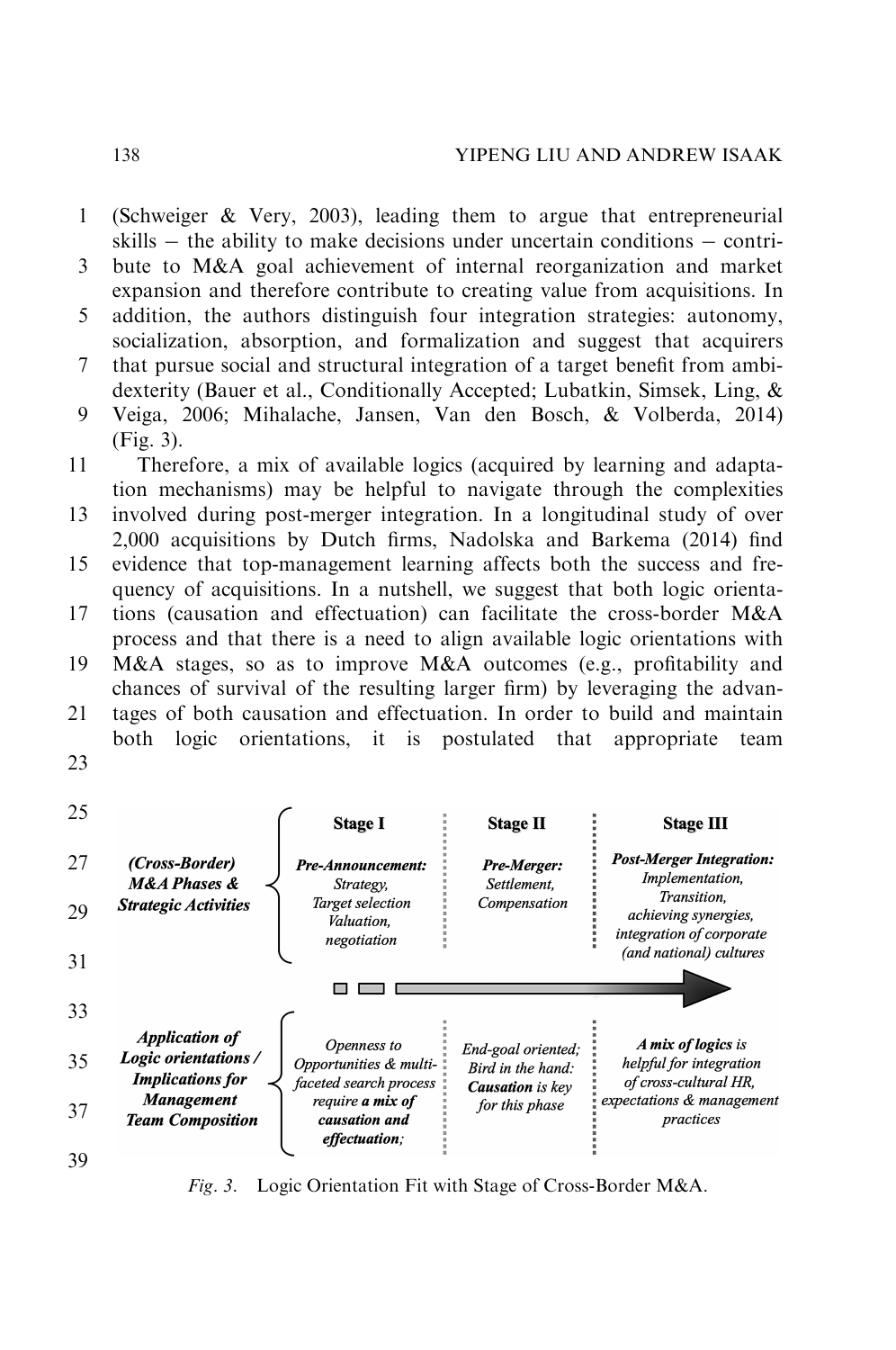(Schweiger & Very, 2003), leading them to argue that entrepreneurial skills – the ability to make decisions under uncertain conditions – contribute to M&A goal achievement of internal reorganization and market expansion and therefore contribute to creating value from acquisitions. In addition, the authors distinguish four integration strategies: autonomy, socialization, absorption, and formalization and suggest that acquirers that pursue social and structural integration of a target benefit from ambidexterity (Bauer et al., Conditionally Accepted; Lubatkin, Simsek, Ling, & Veiga, 2006; Mihalache, Jansen, Van den Bosch, & Volberda, 2014) (Fig. 3).

Therefore, a mix of available logics (acquired by learning and adaptation mechanisms) may be helpful to navigate through the complexities involved during post-merger integration. In a longitudinal study of over 2,000 acquisitions by Dutch firms, Nadolska and Barkema (2014) find evidence that top-management learning affects both the success and frequency of acquisitions. In a nutshell, we suggest that both logic orientations (causation and effectuation) can facilitate the cross-border M&A process and that there is a need to align available logic orientations with M&A stages, so as to improve M&A outcomes (e.g., profitability and chances of survival of the resulting larger firm) by leveraging the advantages of both causation and effectuation. In order to build and maintain both logic orientations, it is postulated that appropriate team

| | Stage I | Stage II | Stage III |
|---|---|---|---|
| ***(Cross-Border) M&A Phases & Strategic Activities*** | ***Pre-Announcement:*** *Strategy, Target selection Valuation, negotiation* | ***Pre-Merger:*** *Settlement, Compensation* | ***Post-Merger Integration:*** *Implementation, Transition, achieving synergies, integration of corporate (and national) cultures* |
| ***Application of Logic orientations / Implications for Management Team Composition*** | *Openness to Opportunities & multi-faceted search process require **a mix of causation and effectuation**;* | *End-goal oriented; Bird in the hand: **Causation** is key for this phase* | ***A mix of logics** is helpful for integration of cross-cultural HR, expectations & management practices* |

*Fig. 3.* Logic Orientation Fit with Stage of Cross-Border M&A.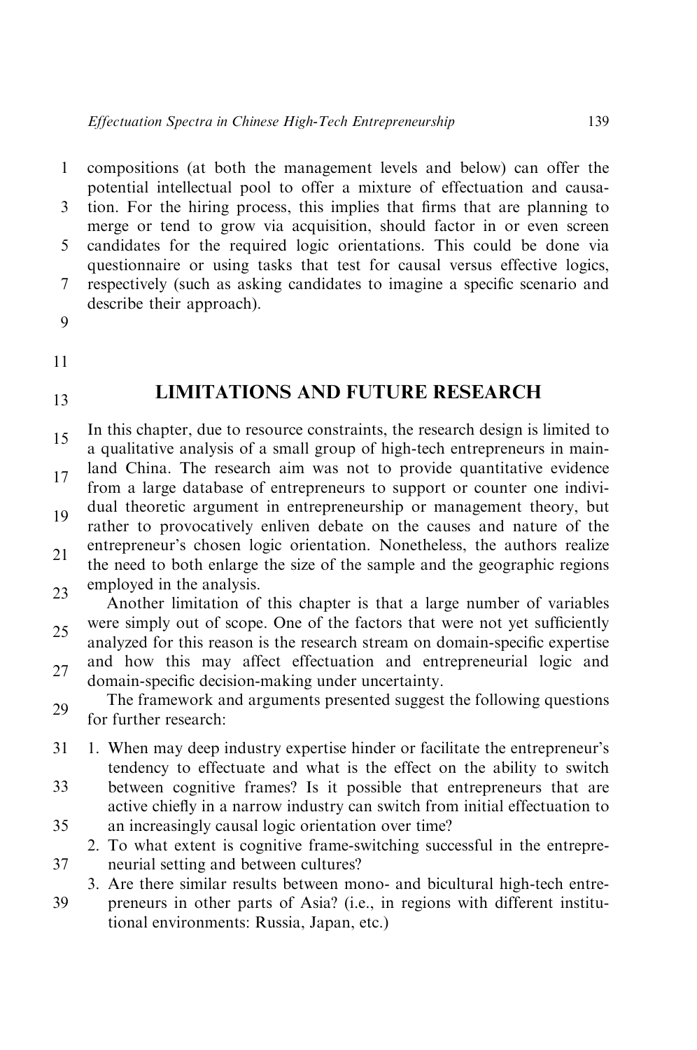compositions (at both the management levels and below) can offer the potential intellectual pool to offer a mixture of effectuation and causation. For the hiring process, this implies that firms that are planning to merge or tend to grow via acquisition, should factor in or even screen candidates for the required logic orientations. This could be done via questionnaire or using tasks that test for causal versus effective logics, respectively (such as asking candidates to imagine a specific scenario and describe their approach).

## LIMITATIONS AND FUTURE RESEARCH

In this chapter, due to resource constraints, the research design is limited to a qualitative analysis of a small group of high-tech entrepreneurs in mainland China. The research aim was not to provide quantitative evidence from a large database of entrepreneurs to support or counter one individual theoretic argument in entrepreneurship or management theory, but rather to provocatively enliven debate on the causes and nature of the entrepreneur's chosen logic orientation. Nonetheless, the authors realize the need to both enlarge the size of the sample and the geographic regions employed in the analysis.

Another limitation of this chapter is that a large number of variables were simply out of scope. One of the factors that were not yet sufficiently analyzed for this reason is the research stream on domain-specific expertise and how this may affect effectuation and entrepreneurial logic and domain-specific decision-making under uncertainty.

The framework and arguments presented suggest the following questions for further research:

1. When may deep industry expertise hinder or facilitate the entrepreneur's tendency to effectuate and what is the effect on the ability to switch between cognitive frames? Is it possible that entrepreneurs that are active chiefly in a narrow industry can switch from initial effectuation to an increasingly causal logic orientation over time?
2. To what extent is cognitive frame-switching successful in the entrepreneurial setting and between cultures?
3. Are there similar results between mono- and bicultural high-tech entrepreneurs in other parts of Asia? (i.e., in regions with different institutional environments: Russia, Japan, etc.)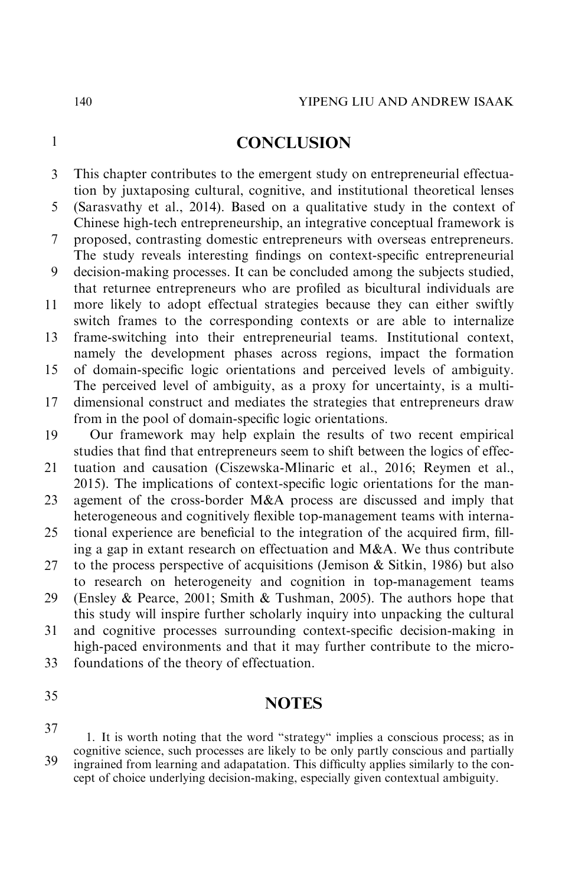## CONCLUSION

This chapter contributes to the emergent study on entrepreneurial effectuation by juxtaposing cultural, cognitive, and institutional theoretical lenses (Sarasvathy et al., 2014). Based on a qualitative study in the context of Chinese high-tech entrepreneurship, an integrative conceptual framework is proposed, contrasting domestic entrepreneurs with overseas entrepreneurs. The study reveals interesting findings on context-specific entrepreneurial decision-making processes. It can be concluded among the subjects studied, that returnee entrepreneurs who are profiled as bicultural individuals are more likely to adopt effectual strategies because they can either swiftly switch frames to the corresponding contexts or are able to internalize frame-switching into their entrepreneurial teams. Institutional context, namely the development phases across regions, impact the formation of domain-specific logic orientations and perceived levels of ambiguity. The perceived level of ambiguity, as a proxy for uncertainty, is a multi-dimensional construct and mediates the strategies that entrepreneurs draw from in the pool of domain-specific logic orientations.

Our framework may help explain the results of two recent empirical studies that find that entrepreneurs seem to shift between the logics of effectuation and causation (Ciszewska-Mlinaric et al., 2016; Reymen et al., 2015). The implications of context-specific logic orientations for the management of the cross-border M&A process are discussed and imply that heterogeneous and cognitively flexible top-management teams with international experience are beneficial to the integration of the acquired firm, filling a gap in extant research on effectuation and M&A. We thus contribute to the process perspective of acquisitions (Jemison & Sitkin, 1986) but also to research on heterogeneity and cognition in top-management teams (Ensley & Pearce, 2001; Smith & Tushman, 2005). The authors hope that this study will inspire further scholarly inquiry into unpacking the cultural and cognitive processes surrounding context-specific decision-making in high-paced environments and that it may further contribute to the micro-foundations of the theory of effectuation.

## NOTES

1. It is worth noting that the word "strategy" implies a conscious process; as in cognitive science, such processes are likely to be only partly conscious and partially ingrained from learning and adapatation. This difficulty applies similarly to the concept of choice underlying decision-making, especially given contextual ambiguity.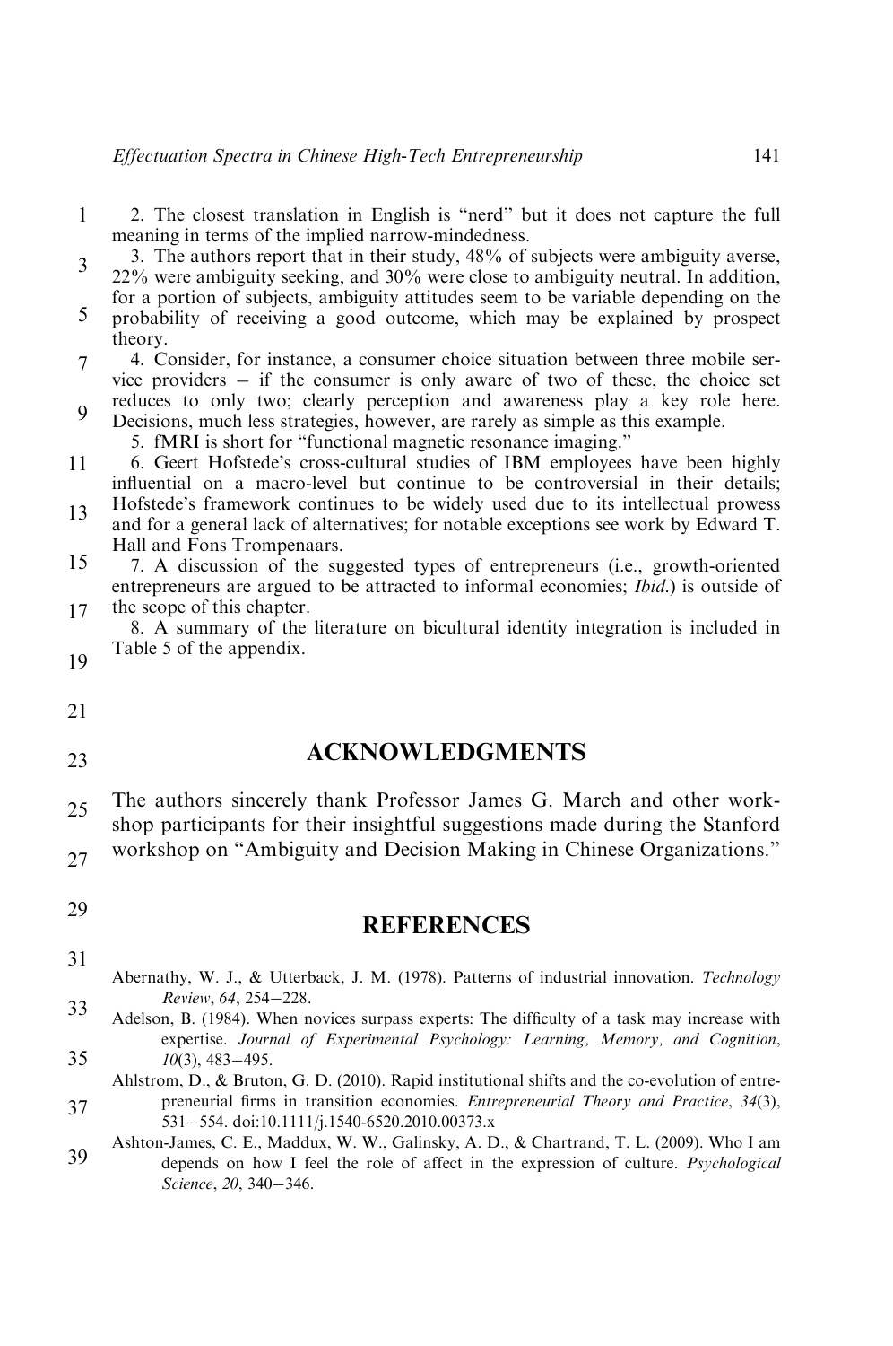2. The closest translation in English is "nerd" but it does not capture the full meaning in terms of the implied narrow-mindedness.

3. The authors report that in their study, 48% of subjects were ambiguity averse, 22% were ambiguity seeking, and 30% were close to ambiguity neutral. In addition, for a portion of subjects, ambiguity attitudes seem to be variable depending on the probability of receiving a good outcome, which may be explained by prospect theory.

4. Consider, for instance, a consumer choice situation between three mobile service providers – if the consumer is only aware of two of these, the choice set reduces to only two; clearly perception and awareness play a key role here. Decisions, much less strategies, however, are rarely as simple as this example.

5. fMRI is short for "functional magnetic resonance imaging."

6. Geert Hofstede's cross-cultural studies of IBM employees have been highly influential on a macro-level but continue to be controversial in their details; Hofstede's framework continues to be widely used due to its intellectual prowess and for a general lack of alternatives; for notable exceptions see work by Edward T. Hall and Fons Trompenaars.

7. A discussion of the suggested types of entrepreneurs (i.e., growth-oriented entrepreneurs are argued to be attracted to informal economies; *Ibid.*) is outside of the scope of this chapter.

8. A summary of the literature on bicultural identity integration is included in Table 5 of the appendix.

## ACKNOWLEDGMENTS

The authors sincerely thank Professor James G. March and other workshop participants for their insightful suggestions made during the Stanford workshop on "Ambiguity and Decision Making in Chinese Organizations."

## REFERENCES

Abernathy, W. J., & Utterback, J. M. (1978). Patterns of industrial innovation. *Technology Review*, *64*, 254–228.

Adelson, B. (1984). When novices surpass experts: The difficulty of a task may increase with expertise. *Journal of Experimental Psychology: Learning, Memory, and Cognition*, *10*(3), 483–495.

Ahlstrom, D., & Bruton, G. D. (2010). Rapid institutional shifts and the co-evolution of entrepreneurial firms in transition economies. *Entrepreneurial Theory and Practice*, *34*(3), 531–554. doi:10.1111/j.1540-6520.2010.00373.x

Ashton-James, C. E., Maddux, W. W., Galinsky, A. D., & Chartrand, T. L. (2009). Who I am depends on how I feel the role of affect in the expression of culture. *Psychological Science*, *20*, 340–346.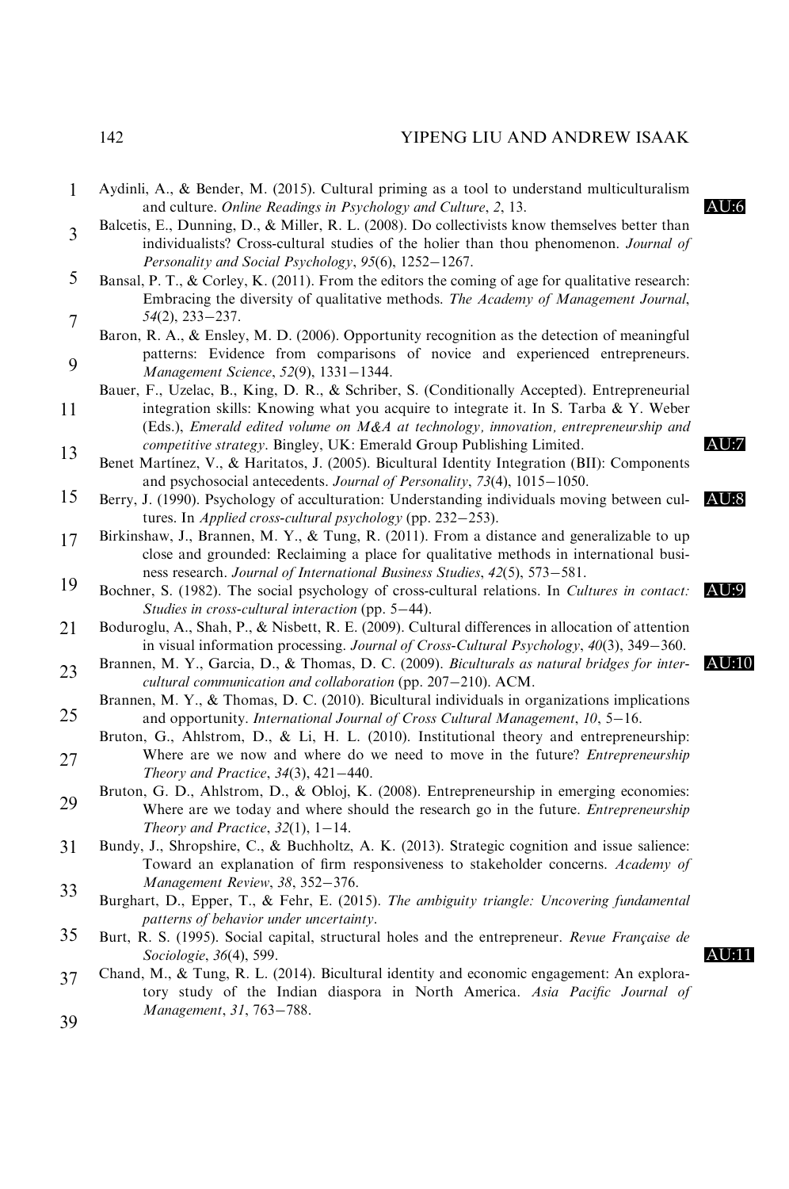Aydinli, A., & Bender, M. (2015). Cultural priming as a tool to understand multiculturalism and culture. *Online Readings in Psychology and Culture*, *2*, 13.

Balcetis, E., Dunning, D., & Miller, R. L. (2008). Do collectivists know themselves better than individualists? Cross-cultural studies of the holier than thou phenomenon. *Journal of Personality and Social Psychology*, *95*(6), 1252–1267.

Bansal, P. T., & Corley, K. (2011). From the editors the coming of age for qualitative research: Embracing the diversity of qualitative methods. *The Academy of Management Journal*, *54*(2), 233–237.

Baron, R. A., & Ensley, M. D. (2006). Opportunity recognition as the detection of meaningful patterns: Evidence from comparisons of novice and experienced entrepreneurs. *Management Science*, *52*(9), 1331–1344.

Bauer, F., Uzelac, B., King, D. R., & Schriber, S. (Conditionally Accepted). Entrepreneurial integration skills: Knowing what you acquire to integrate it. In S. Tarba & Y. Weber (Eds.), *Emerald edited volume on M&A at technology, innovation, entrepreneurship and competitive strategy*. Bingley, UK: Emerald Group Publishing Limited.

Benet Martínez, V., & Haritatos, J. (2005). Bicultural Identity Integration (BII): Components and psychosocial antecedents. *Journal of Personality*, *73*(4), 1015–1050.

Berry, J. (1990). Psychology of acculturation: Understanding individuals moving between cultures. In *Applied cross-cultural psychology* (pp. 232–253).

Birkinshaw, J., Brannen, M. Y., & Tung, R. (2011). From a distance and generalizable to up close and grounded: Reclaiming a place for qualitative methods in international business research. *Journal of International Business Studies*, *42*(5), 573–581.

Bochner, S. (1982). The social psychology of cross-cultural relations. In *Cultures in contact: Studies in cross-cultural interaction* (pp. 5–44).

Boduroglu, A., Shah, P., & Nisbett, R. E. (2009). Cultural differences in allocation of attention in visual information processing. *Journal of Cross-Cultural Psychology*, *40*(3), 349–360.

Brannen, M. Y., Garcia, D., & Thomas, D. C. (2009). *Biculturals as natural bridges for intercultural communication and collaboration* (pp. 207–210). ACM.

Brannen, M. Y., & Thomas, D. C. (2010). Bicultural individuals in organizations implications and opportunity. *International Journal of Cross Cultural Management*, *10*, 5–16.

Bruton, G., Ahlstrom, D., & Li, H. L. (2010). Institutional theory and entrepreneurship: Where are we now and where do we need to move in the future? *Entrepreneurship Theory and Practice*, *34*(3), 421–440.

Bruton, G. D., Ahlstrom, D., & Obloj, K. (2008). Entrepreneurship in emerging economies: Where are we today and where should the research go in the future. *Entrepreneurship Theory and Practice*, *32*(1), 1–14.

Bundy, J., Shropshire, C., & Buchholtz, A. K. (2013). Strategic cognition and issue salience: Toward an explanation of firm responsiveness to stakeholder concerns. *Academy of Management Review*, *38*, 352–376.

Burghart, D., Epper, T., & Fehr, E. (2015). *The ambiguity triangle: Uncovering fundamental patterns of behavior under uncertainty*.

Burt, R. S. (1995). Social capital, structural holes and the entrepreneur. *Revue Française de Sociologie*, *36*(4), 599.

Chand, M., & Tung, R. L. (2014). Bicultural identity and economic engagement: An exploratory study of the Indian diaspora in North America. *Asia Pacific Journal of Management*, *31*, 763–788.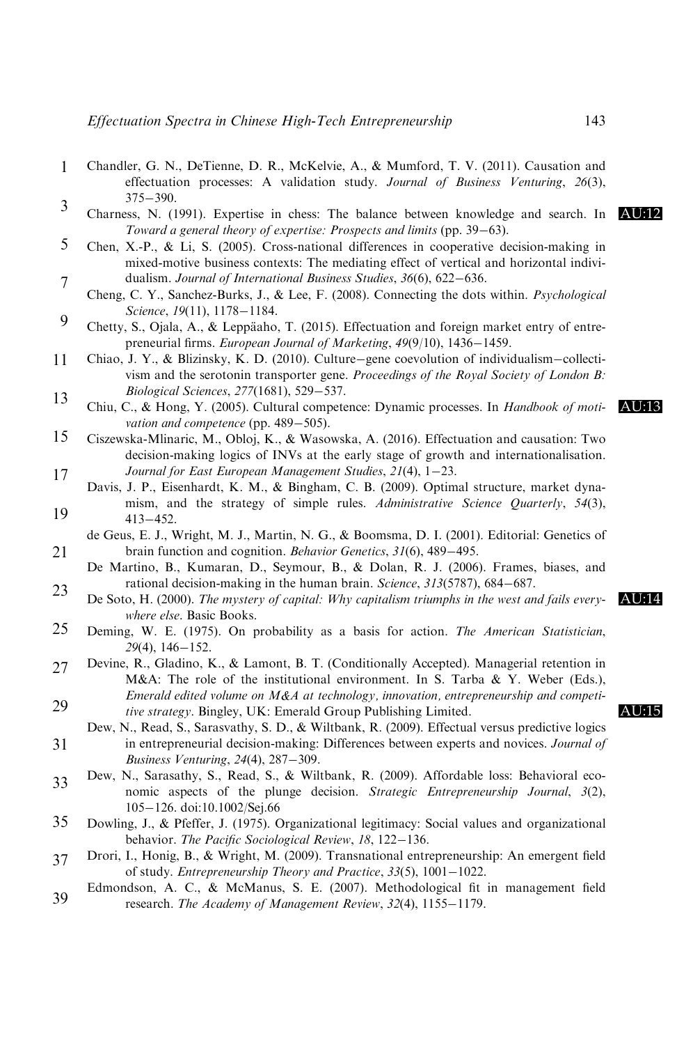Chandler, G. N., DeTienne, D. R., McKelvie, A., & Mumford, T. V. (2011). Causation and effectuation processes: A validation study. *Journal of Business Venturing*, *26*(3), 375–390.

Charness, N. (1991). Expertise in chess: The balance between knowledge and search. In *Toward a general theory of expertise: Prospects and limits* (pp. 39–63).

Chen, X.-P., & Li, S. (2005). Cross-national differences in cooperative decision-making in mixed-motive business contexts: The mediating effect of vertical and horizontal individualism. *Journal of International Business Studies*, *36*(6), 622–636.

Cheng, C. Y., Sanchez-Burks, J., & Lee, F. (2008). Connecting the dots within. *Psychological Science*, *19*(11), 1178–1184.

Chetty, S., Ojala, A., & Leppäaho, T. (2015). Effectuation and foreign market entry of entrepreneurial firms. *European Journal of Marketing*, *49*(9/10), 1436–1459.

Chiao, J. Y., & Blizinsky, K. D. (2010). Culture–gene coevolution of individualism–collectivism and the serotonin transporter gene. *Proceedings of the Royal Society of London B: Biological Sciences*, *277*(1681), 529–537.

Chiu, C., & Hong, Y. (2005). Cultural competence: Dynamic processes. In *Handbook of motivation and competence* (pp. 489–505).

Ciszewska-Mlinaric, M., Obloj, K., & Wasowska, A. (2016). Effectuation and causation: Two decision-making logics of INVs at the early stage of growth and internationalisation. *Journal for East European Management Studies*, *21*(4), 1–23.

Davis, J. P., Eisenhardt, K. M., & Bingham, C. B. (2009). Optimal structure, market dynamism, and the strategy of simple rules. *Administrative Science Quarterly*, *54*(3), 413–452.

de Geus, E. J., Wright, M. J., Martin, N. G., & Boomsma, D. I. (2001). Editorial: Genetics of brain function and cognition. *Behavior Genetics*, *31*(6), 489–495.

De Martino, B., Kumaran, D., Seymour, B., & Dolan, R. J. (2006). Frames, biases, and rational decision-making in the human brain. *Science*, *313*(5787), 684–687.

De Soto, H. (2000). *The mystery of capital: Why capitalism triumphs in the west and fails everywhere else*. Basic Books.

Deming, W. E. (1975). On probability as a basis for action. *The American Statistician*, *29*(4), 146–152.

Devine, R., Gladino, K., & Lamont, B. T. (Conditionally Accepted). Managerial retention in M&A: The role of the institutional environment. In S. Tarba & Y. Weber (Eds.), *Emerald edited volume on M&A at technology, innovation, entrepreneurship and competitive strategy*. Bingley, UK: Emerald Group Publishing Limited.

Dew, N., Read, S., Sarasvathy, S. D., & Wiltbank, R. (2009). Effectual versus predictive logics in entrepreneurial decision-making: Differences between experts and novices. *Journal of Business Venturing*, *24*(4), 287–309.

Dew, N., Sarasathy, S., Read, S., & Wiltbank, R. (2009). Affordable loss: Behavioral economic aspects of the plunge decision. *Strategic Entrepreneurship Journal*, *3*(2), 105–126. doi:10.1002/Sej.66

Dowling, J., & Pfeffer, J. (1975). Organizational legitimacy: Social values and organizational behavior. *The Pacific Sociological Review*, *18*, 122–136.

Drori, I., Honig, B., & Wright, M. (2009). Transnational entrepreneurship: An emergent field of study. *Entrepreneurship Theory and Practice*, *33*(5), 1001–1022.

Edmondson, A. C., & McManus, S. E. (2007). Methodological fit in management field research. *The Academy of Management Review*, *32*(4), 1155–1179.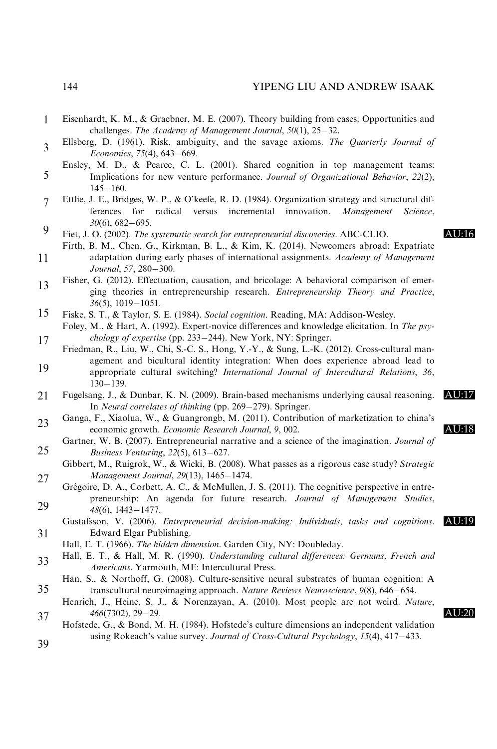Eisenhardt, K. M., & Graebner, M. E. (2007). Theory building from cases: Opportunities and challenges. *The Academy of Management Journal*, *50*(1), 25–32.

Ellsberg, D. (1961). Risk, ambiguity, and the savage axioms. *The Quarterly Journal of Economics*, *75*(4), 643–669.

Ensley, M. D., & Pearce, C. L. (2001). Shared cognition in top management teams: Implications for new venture performance. *Journal of Organizational Behavior*, *22*(2), 145–160.

Ettlie, J. E., Bridges, W. P., & O'keefe, R. D. (1984). Organization strategy and structural differences for radical versus incremental innovation. *Management Science*, *30*(6), 682–695.

Fiet, J. O. (2002). *The systematic search for entrepreneurial discoveries*. ABC-CLIO.

Firth, B. M., Chen, G., Kirkman, B. L., & Kim, K. (2014). Newcomers abroad: Expatriate adaptation during early phases of international assignments. *Academy of Management Journal*, *57*, 280–300.

Fisher, G. (2012). Effectuation, causation, and bricolage: A behavioral comparison of emerging theories in entrepreneurship research. *Entrepreneurship Theory and Practice*, *36*(5), 1019–1051.

Fiske, S. T., & Taylor, S. E. (1984). *Social cognition*. Reading, MA: Addison-Wesley.

Foley, M., & Hart, A. (1992). Expert-novice differences and knowledge elicitation. In *The psychology of expertise* (pp. 233–244). New York, NY: Springer.

Friedman, R., Liu, W., Chi, S.-C. S., Hong, Y.-Y., & Sung, L.-K. (2012). Cross-cultural management and bicultural identity integration: When does experience abroad lead to appropriate cultural switching? *International Journal of Intercultural Relations*, *36*, 130–139.

Fugelsang, J., & Dunbar, K. N. (2009). Brain-based mechanisms underlying causal reasoning. In *Neural correlates of thinking* (pp. 269–279). Springer.

Ganga, F., Xiaolua, W., & Guangrongb, M. (2011). Contribution of marketization to china's economic growth. *Economic Research Journal*, *9*, 002.

Gartner, W. B. (2007). Entrepreneurial narrative and a science of the imagination. *Journal of Business Venturing*, *22*(5), 613–627.

Gibbert, M., Ruigrok, W., & Wicki, B. (2008). What passes as a rigorous case study? *Strategic Management Journal*, *29*(13), 1465–1474.

Grégoire, D. A., Corbett, A. C., & McMullen, J. S. (2011). The cognitive perspective in entrepreneurship: An agenda for future research. *Journal of Management Studies*, *48*(6), 1443–1477.

Gustafsson, V. (2006). *Entrepreneurial decision-making: Individuals, tasks and cognitions*. Edward Elgar Publishing.

Hall, E. T. (1966). *The hidden dimension*. Garden City, NY: Doubleday.

Hall, E. T., & Hall, M. R. (1990). *Understanding cultural differences: Germans, French and Americans*. Yarmouth, ME: Intercultural Press.

Han, S., & Northoff, G. (2008). Culture-sensitive neural substrates of human cognition: A transcultural neuroimaging approach. *Nature Reviews Neuroscience*, *9*(8), 646–654.

Henrich, J., Heine, S. J., & Norenzayan, A. (2010). Most people are not weird. *Nature*, *466*(7302), 29–29.

Hofstede, G., & Bond, M. H. (1984). Hofstede's culture dimensions an independent validation using Rokeach's value survey. *Journal of Cross-Cultural Psychology*, *15*(4), 417–433.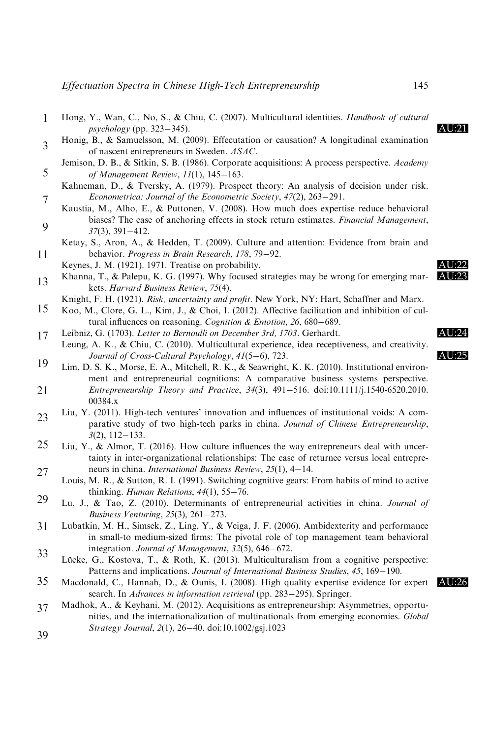Hong, Y., Wan, C., No, S., & Chiu, C. (2007). Multicultural identities. *Handbook of cultural psychology* (pp. 323–345).

Honig, B., & Samuelsson, M. (2009). Effecutation or causation? A longitudinal examination of nascent entrepreneurs in Sweden. *ASAC*.

Jemison, D. B., & Sitkin, S. B. (1986). Corporate acquisitions: A process perspective. *Academy of Management Review*, *11*(1), 145–163.

Kahneman, D., & Tversky, A. (1979). Prospect theory: An analysis of decision under risk. *Econometrica: Journal of the Econometric Society*, *47*(2), 263–291.

Kaustia, M., Alho, E., & Puttonen, V. (2008). How much does expertise reduce behavioral biases? The case of anchoring effects in stock return estimates. *Financial Management*, *37*(3), 391–412.

Ketay, S., Aron, A., & Hedden, T. (2009). Culture and attention: Evidence from brain and behavior. *Progress in Brain Research*, *178*, 79–92.

Keynes, J. M. (1921). 1971. Treatise on probability.

Khanna, T., & Palepu, K. G. (1997). Why focused strategies may be wrong for emerging markets. *Harvard Business Review*, *75*(4).

Knight, F. H. (1921). *Risk, uncertainty and profit*. New York, NY: Hart, Schaffner and Marx.

Koo, M., Clore, G. L., Kim, J., & Choi, I. (2012). Affective facilitation and inhibition of cultural influences on reasoning. *Cognition & Emotion*, *26*, 680–689.

Leibniz, G. (1703). *Letter to Bernoulli on December 3rd, 1703*. Gerhardt.

Leung, A. K., & Chiu, C. (2010). Multicultural experience, idea receptiveness, and creativity. *Journal of Cross-Cultural Psychology*, *41*(5–6), 723.

Lim, D. S. K., Morse, E. A., Mitchell, R. K., & Seawright, K. K. (2010). Institutional environment and entrepreneurial cognitions: A comparative business systems perspective. *Entrepreneurship Theory and Practice*, *34*(3), 491–516. doi:10.1111/j.1540-6520.2010.00384.x

Liu, Y. (2011). High-tech ventures' innovation and influences of institutional voids: A comparative study of two high-tech parks in china. *Journal of Chinese Entrepreneurship*, *3*(2), 112–133.

Liu, Y., & Almor, T. (2016). How culture influences the way entrepreneurs deal with uncertainty in inter-organizational relationships: The case of returnee versus local entrepreneurs in china. *International Business Review*, *25*(1), 4–14.

Louis, M. R., & Sutton, R. I. (1991). Switching cognitive gears: From habits of mind to active thinking. *Human Relations*, *44*(1), 55–76.

Lu, J., & Tao, Z. (2010). Determinants of entrepreneurial activities in china. *Journal of Business Venturing*, *25*(3), 261–273.

Lubatkin, M. H., Simsek, Z., Ling, Y., & Veiga, J. F. (2006). Ambidexterity and performance in small-to medium-sized firms: The pivotal role of top management team behavioral integration. *Journal of Management*, *32*(5), 646–672.

Lücke, G., Kostova, T., & Roth, K. (2013). Multiculturalism from a cognitive perspective: Patterns and implications. *Journal of International Business Studies*, *45*, 169–190.

Macdonald, C., Hannah, D., & Ounis, I. (2008). High quality expertise evidence for expert search. In *Advances in information retrieval* (pp. 283–295). Springer.

Madhok, A., & Keyhani, M. (2012). Acquisitions as entrepreneurship: Asymmetries, opportunities, and the internationalization of multinationals from emerging economies. *Global Strategy Journal*, *2*(1), 26–40. doi:10.1002/gsj.1023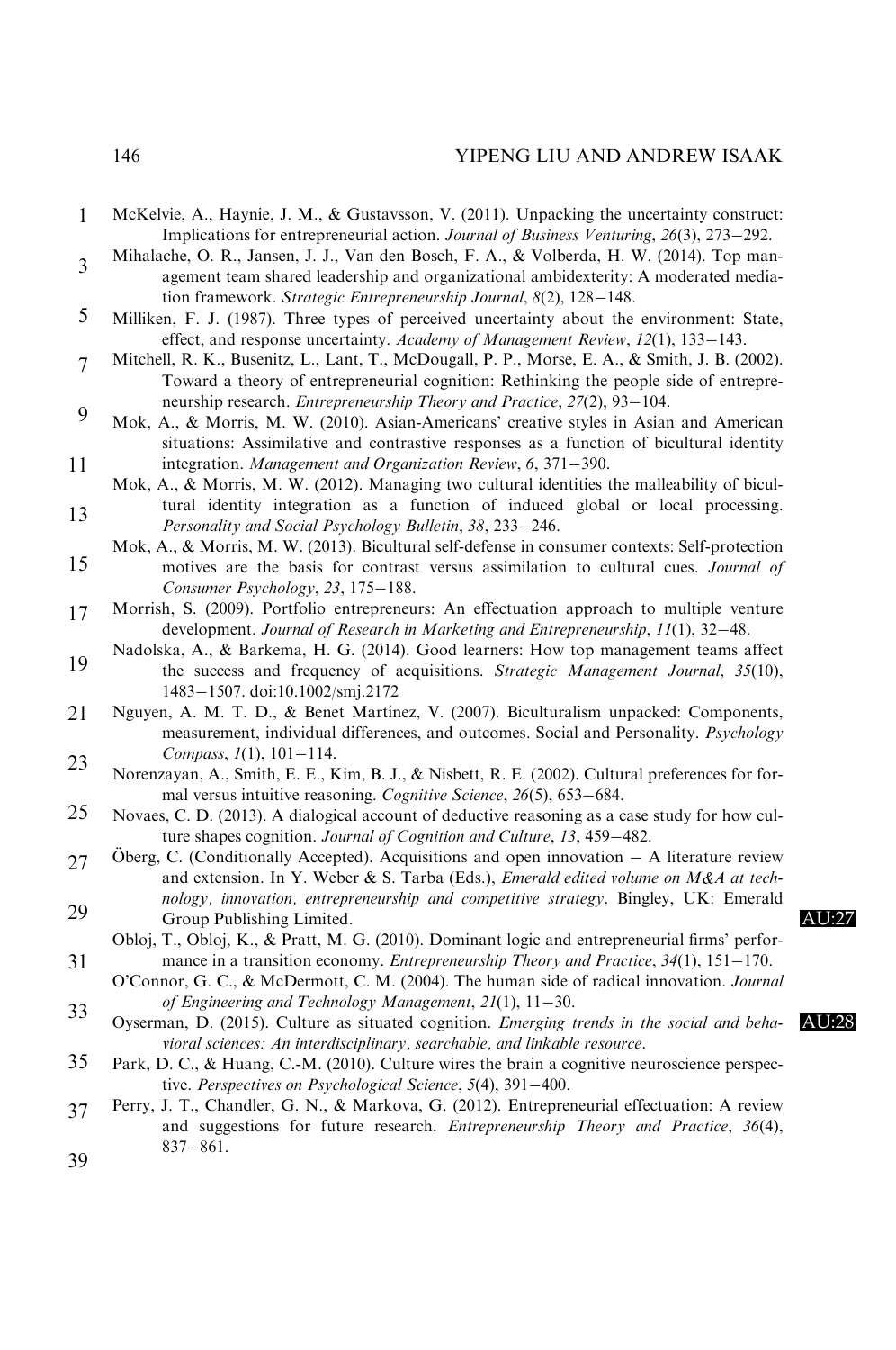McKelvie, A., Haynie, J. M., & Gustavsson, V. (2011). Unpacking the uncertainty construct: Implications for entrepreneurial action. *Journal of Business Venturing*, *26*(3), 273–292.

Mihalache, O. R., Jansen, J. J., Van den Bosch, F. A., & Volberda, H. W. (2014). Top management team shared leadership and organizational ambidexterity: A moderated mediation framework. *Strategic Entrepreneurship Journal*, *8*(2), 128–148.

Milliken, F. J. (1987). Three types of perceived uncertainty about the environment: State, effect, and response uncertainty. *Academy of Management Review*, *12*(1), 133–143.

Mitchell, R. K., Busenitz, L., Lant, T., McDougall, P. P., Morse, E. A., & Smith, J. B. (2002). Toward a theory of entrepreneurial cognition: Rethinking the people side of entrepreneurship research. *Entrepreneurship Theory and Practice*, *27*(2), 93–104.

Mok, A., & Morris, M. W. (2010). Asian-Americans' creative styles in Asian and American situations: Assimilative and contrastive responses as a function of bicultural identity integration. *Management and Organization Review*, *6*, 371–390.

Mok, A., & Morris, M. W. (2012). Managing two cultural identities the malleability of bicultural identity integration as a function of induced global or local processing. *Personality and Social Psychology Bulletin*, *38*, 233–246.

Mok, A., & Morris, M. W. (2013). Bicultural self-defense in consumer contexts: Self-protection motives are the basis for contrast versus assimilation to cultural cues. *Journal of Consumer Psychology*, *23*, 175–188.

Morrish, S. (2009). Portfolio entrepreneurs: An effectuation approach to multiple venture development. *Journal of Research in Marketing and Entrepreneurship*, *11*(1), 32–48.

Nadolska, A., & Barkema, H. G. (2014). Good learners: How top management teams affect the success and frequency of acquisitions. *Strategic Management Journal*, *35*(10), 1483–1507. doi:10.1002/smj.2172

Nguyen, A. M. T. D., & Benet Martínez, V. (2007). Biculturalism unpacked: Components, measurement, individual differences, and outcomes. Social and Personality. *Psychology Compass*, *1*(1), 101–114.

Norenzayan, A., Smith, E. E., Kim, B. J., & Nisbett, R. E. (2002). Cultural preferences for formal versus intuitive reasoning. *Cognitive Science*, *26*(5), 653–684.

Novaes, C. D. (2013). A dialogical account of deductive reasoning as a case study for how culture shapes cognition. *Journal of Cognition and Culture*, *13*, 459–482.

Öberg, C. (Conditionally Accepted). Acquisitions and open innovation – A literature review and extension. In Y. Weber & S. Tarba (Eds.), *Emerald edited volume on M&A at technology, innovation, entrepreneurship and competitive strategy*. Bingley, UK: Emerald Group Publishing Limited. AU:27

Obloj, T., Obloj, K., & Pratt, M. G. (2010). Dominant logic and entrepreneurial firms' performance in a transition economy. *Entrepreneurship Theory and Practice*, *34*(1), 151–170.

O'Connor, G. C., & McDermott, C. M. (2004). The human side of radical innovation. *Journal of Engineering and Technology Management*, *21*(1), 11–30.

Oyserman, D. (2015). Culture as situated cognition. *Emerging trends in the social and behavioral sciences: An interdisciplinary, searchable, and linkable resource*. AU:28

Park, D. C., & Huang, C.-M. (2010). Culture wires the brain a cognitive neuroscience perspective. *Perspectives on Psychological Science*, *5*(4), 391–400.

Perry, J. T., Chandler, G. N., & Markova, G. (2012). Entrepreneurial effectuation: A review and suggestions for future research. *Entrepreneurship Theory and Practice*, *36*(4), 837–861.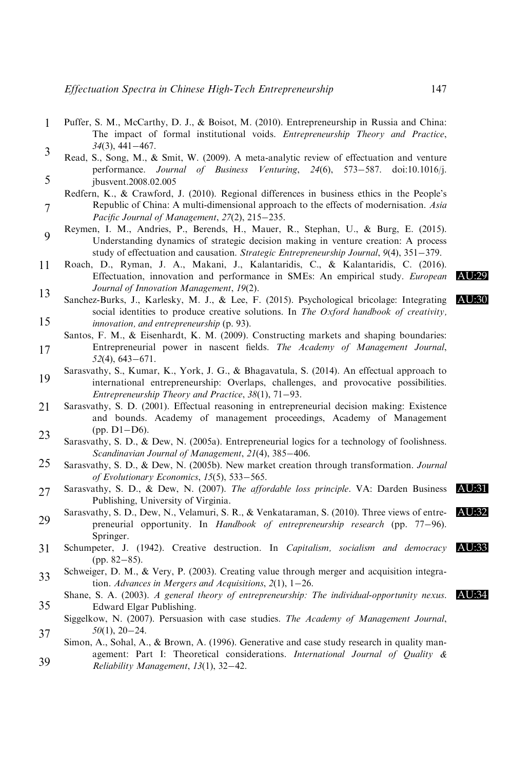Puffer, S. M., McCarthy, D. J., & Boisot, M. (2010). Entrepreneurship in Russia and China: The impact of formal institutional voids. *Entrepreneurship Theory and Practice*, *34*(3), 441–467.

Read, S., Song, M., & Smit, W. (2009). A meta-analytic review of effectuation and venture performance. *Journal of Business Venturing*, *24*(6), 573–587. doi:10.1016/j.jbusvent.2008.02.005

Redfern, K., & Crawford, J. (2010). Regional differences in business ethics in the People's Republic of China: A multi-dimensional approach to the effects of modernisation. *Asia Pacific Journal of Management*, *27*(2), 215–235.

Reymen, I. M., Andries, P., Berends, H., Mauer, R., Stephan, U., & Burg, E. (2015). Understanding dynamics of strategic decision making in venture creation: A process study of effectuation and causation. *Strategic Entrepreneurship Journal*, *9*(4), 351–379.

Roach, D., Ryman, J. A., Makani, J., Kalantaridis, C., & Kalantaridis, C. (2016). Effectuation, innovation and performance in SMEs: An empirical study. *European Journal of Innovation Management*, *19*(2). AU:29

Sanchez-Burks, J., Karlesky, M. J., & Lee, F. (2015). Psychological bricolage: Integrating social identities to produce creative solutions. In *The Oxford handbook of creativity, innovation, and entrepreneurship* (p. 93). AU:30

Santos, F. M., & Eisenhardt, K. M. (2009). Constructing markets and shaping boundaries: Entrepreneurial power in nascent fields. *The Academy of Management Journal*, *52*(4), 643–671.

Sarasvathy, S., Kumar, K., York, J. G., & Bhagavatula, S. (2014). An effectual approach to international entrepreneurship: Overlaps, challenges, and provocative possibilities. *Entrepreneurship Theory and Practice*, *38*(1), 71–93.

Sarasvathy, S. D. (2001). Effectual reasoning in entrepreneurial decision making: Existence and bounds. Academy of management proceedings, Academy of Management (pp. D1–D6).

Sarasvathy, S. D., & Dew, N. (2005a). Entrepreneurial logics for a technology of foolishness. *Scandinavian Journal of Management*, *21*(4), 385–406.

Sarasvathy, S. D., & Dew, N. (2005b). New market creation through transformation. *Journal of Evolutionary Economics*, *15*(5), 533–565.

Sarasvathy, S. D., & Dew, N. (2007). *The affordable loss principle*. VA: Darden Business Publishing, University of Virginia. AU:31

Sarasvathy, S. D., Dew, N., Velamuri, S. R., & Venkataraman, S. (2010). Three views of entrepreneurial opportunity. In *Handbook of entrepreneurship research* (pp. 77–96). Springer. AU:32

Schumpeter, J. (1942). Creative destruction. In *Capitalism, socialism and democracy* (pp. 82–85). AU:33

Schweiger, D. M., & Very, P. (2003). Creating value through merger and acquisition integration. *Advances in Mergers and Acquisitions*, *2*(1), 1–26.

Shane, S. A. (2003). *A general theory of entrepreneurship: The individual-opportunity nexus*. Edward Elgar Publishing. AU:34

Siggelkow, N. (2007). Persuasion with case studies. *The Academy of Management Journal*, *50*(1), 20–24.

Simon, A., Sohal, A., & Brown, A. (1996). Generative and case study research in quality management: Part I: Theoretical considerations. *International Journal of Quality & Reliability Management*, *13*(1), 32–42.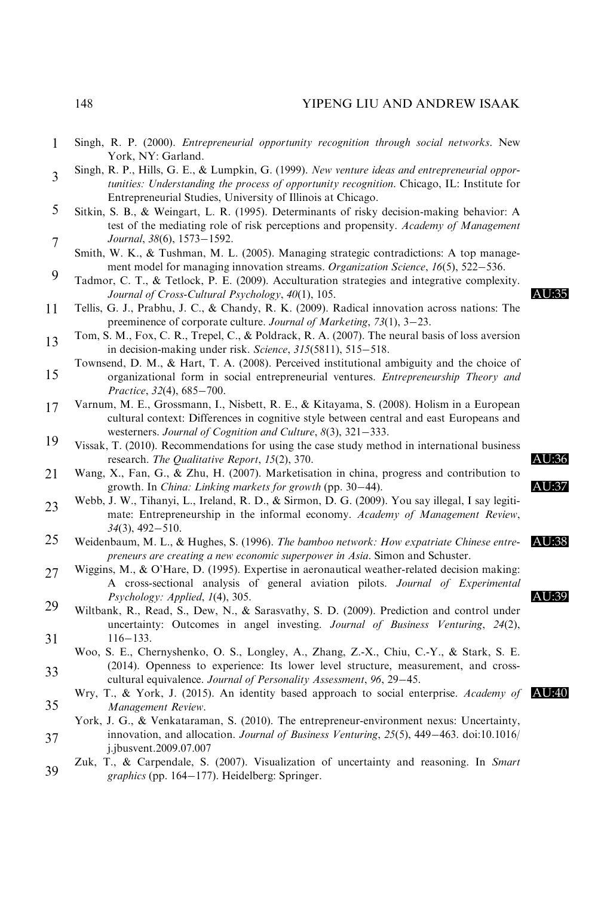Singh, R. P. (2000). *Entrepreneurial opportunity recognition through social networks*. New York, NY: Garland.

Singh, R. P., Hills, G. E., & Lumpkin, G. (1999). *New venture ideas and entrepreneurial opportunities: Understanding the process of opportunity recognition*. Chicago, IL: Institute for Entrepreneurial Studies, University of Illinois at Chicago.

Sitkin, S. B., & Weingart, L. R. (1995). Determinants of risky decision-making behavior: A test of the mediating role of risk perceptions and propensity. *Academy of Management Journal*, *38*(6), 1573–1592.

Smith, W. K., & Tushman, M. L. (2005). Managing strategic contradictions: A top management model for managing innovation streams. *Organization Science*, *16*(5), 522–536.

Tadmor, C. T., & Tetlock, P. E. (2009). Acculturation strategies and integrative complexity. *Journal of Cross-Cultural Psychology*, *40*(1), 105. AU:35

Tellis, G. J., Prabhu, J. C., & Chandy, R. K. (2009). Radical innovation across nations: The preeminence of corporate culture. *Journal of Marketing*, *73*(1), 3–23.

Tom, S. M., Fox, C. R., Trepel, C., & Poldrack, R. A. (2007). The neural basis of loss aversion in decision-making under risk. *Science*, *315*(5811), 515–518.

Townsend, D. M., & Hart, T. A. (2008). Perceived institutional ambiguity and the choice of organizational form in social entrepreneurial ventures. *Entrepreneurship Theory and Practice*, *32*(4), 685–700.

Varnum, M. E., Grossmann, I., Nisbett, R. E., & Kitayama, S. (2008). Holism in a European cultural context: Differences in cognitive style between central and east Europeans and westerners. *Journal of Cognition and Culture*, *8*(3), 321–333.

Vissak, T. (2010). Recommendations for using the case study method in international business research. *The Qualitative Report*, *15*(2), 370. AU:36

Wang, X., Fan, G., & Zhu, H. (2007). Marketisation in china, progress and contribution to growth. In *China: Linking markets for growth* (pp. 30–44). AU:37

Webb, J. W., Tihanyi, L., Ireland, R. D., & Sirmon, D. G. (2009). You say illegal, I say legitimate: Entrepreneurship in the informal economy. *Academy of Management Review*, *34*(3), 492–510.

Weidenbaum, M. L., & Hughes, S. (1996). *The bamboo network: How expatriate Chinese entrepreneurs are creating a new economic superpower in Asia*. Simon and Schuster. AU:38

Wiggins, M., & O'Hare, D. (1995). Expertise in aeronautical weather-related decision making: A cross-sectional analysis of general aviation pilots. *Journal of Experimental Psychology: Applied*, *1*(4), 305. AU:39

Wiltbank, R., Read, S., Dew, N., & Sarasvathy, S. D. (2009). Prediction and control under uncertainty: Outcomes in angel investing. *Journal of Business Venturing*, *24*(2), 116–133.

Woo, S. E., Chernyshenko, O. S., Longley, A., Zhang, Z.-X., Chiu, C.-Y., & Stark, S. E. (2014). Openness to experience: Its lower level structure, measurement, and cross-cultural equivalence. *Journal of Personality Assessment*, *96*, 29–45.

Wry, T., & York, J. (2015). An identity based approach to social enterprise. *Academy of Management Review*. AU:40

York, J. G., & Venkataraman, S. (2010). The entrepreneur-environment nexus: Uncertainty, innovation, and allocation. *Journal of Business Venturing*, *25*(5), 449–463. doi:10.1016/j.jbusvent.2009.07.007

Zuk, T., & Carpendale, S. (2007). Visualization of uncertainty and reasoning. In *Smart graphics* (pp. 164–177). Heidelberg: Springer.